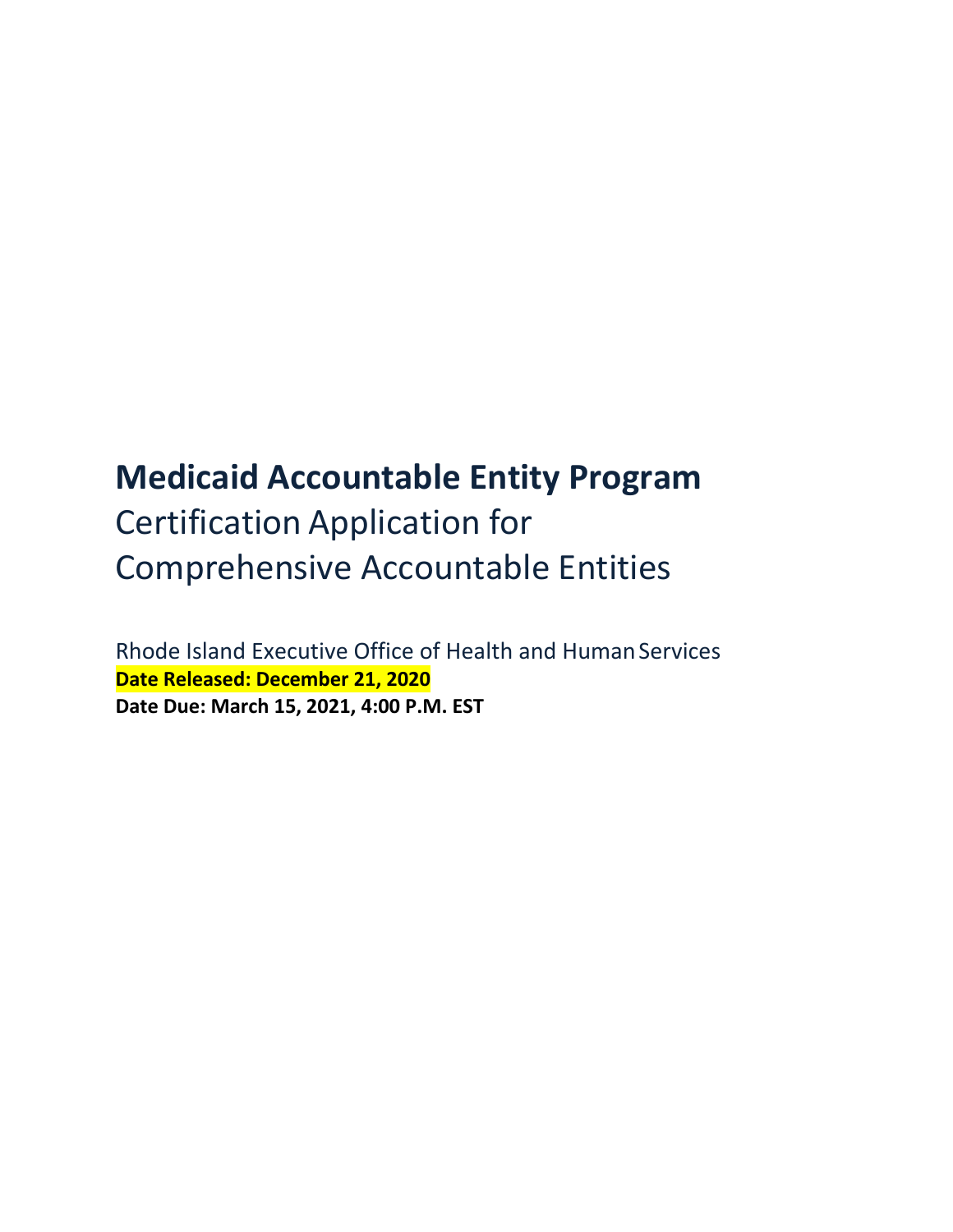# Medicaid Accountable Entity Program

Certification Application for
Comprehensive Accountable Entities

Rhode Island Executive Office of Health and Human Services

**Date Released: December 21, 2020**

**Date Due: March 15, 2021, 4:00 P.M. EST**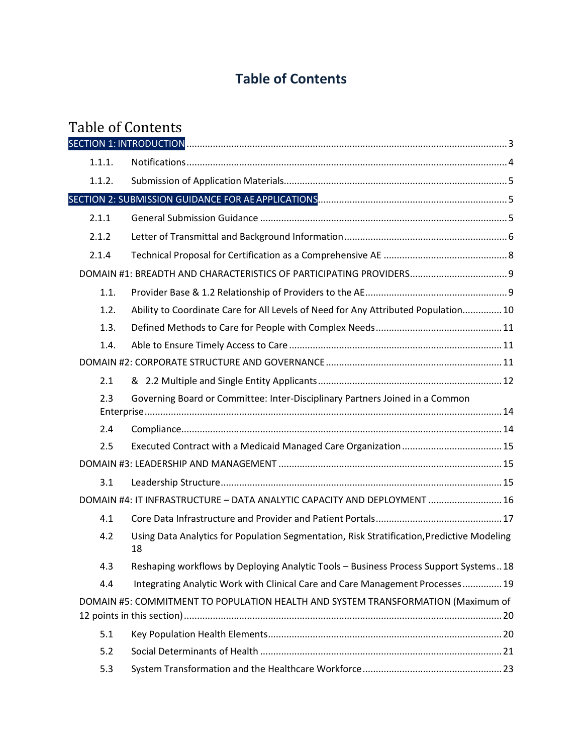# Table of Contents

## Table of Contents

SECTION 1: INTRODUCTION ........................................................................................................ 3

1.1.1. Notifications ........................................................................................................ 4

1.1.2. Submission of Application Materials .................................................................... 5

SECTION 2: SUBMISSION GUIDANCE FOR AE APPLICATIONS ....................................................... 5

2.1.1 General Submission Guidance ............................................................................. 5

2.1.2 Letter of Transmittal and Background Information ............................................. 6

2.1.4 Technical Proposal for Certification as a Comprehensive AE ............................................... 8

DOMAIN #1: BREADTH AND CHARACTERISTICS OF PARTICIPATING PROVIDERS .................................... 9

1.1. Provider Base & 1.2 Relationship of Providers to the AE ...................................................... 9

1.2. Ability to Coordinate Care for All Levels of Need for Any Attributed Population ............... 10

1.3. Defined Methods to Care for People with Complex Needs ................................................ 11

1.4. Able to Ensure Timely Access to Care ................................................................................ 11

DOMAIN #2: CORPORATE STRUCTURE AND GOVERNANCE .................................................................. 11

2.1 & 2.2 Multiple and Single Entity Applicants ..................................................................... 12

2.3 Governing Board or Committee: Inter-Disciplinary Partners Joined in a Common Enterprise ........................................................................................................................ 14

2.4 Compliance ........................................................................................................................ 14

2.5 Executed Contract with a Medicaid Managed Care Organization ...................................... 15

DOMAIN #3: LEADERSHIP AND MANAGEMENT .................................................................................... 15

3.1 Leadership Structure .......................................................................................................... 15

DOMAIN #4: IT INFRASTRUCTURE – DATA ANALYTIC CAPACITY AND DEPLOYMENT ............................ 16

4.1 Core Data Infrastructure and Provider and Patient Portals ................................................ 17

4.2 Using Data Analytics for Population Segmentation, Risk Stratification,Predictive Modeling 18

4.3 Reshaping workflows by Deploying Analytic Tools – Business Process Support Systems .. 18

4.4 Integrating Analytic Work with Clinical Care and Care Management Processes ............... 19

DOMAIN #5: COMMITMENT TO POPULATION HEALTH AND SYSTEM TRANSFORMATION (Maximum of 12 points in this section) ........................................................................................................ 20

5.1 Key Population Health Elements ........................................................................................ 20

5.2 Social Determinants of Health ........................................................................................... 21

5.3 System Transformation and the Healthcare Workforce ..................................................... 23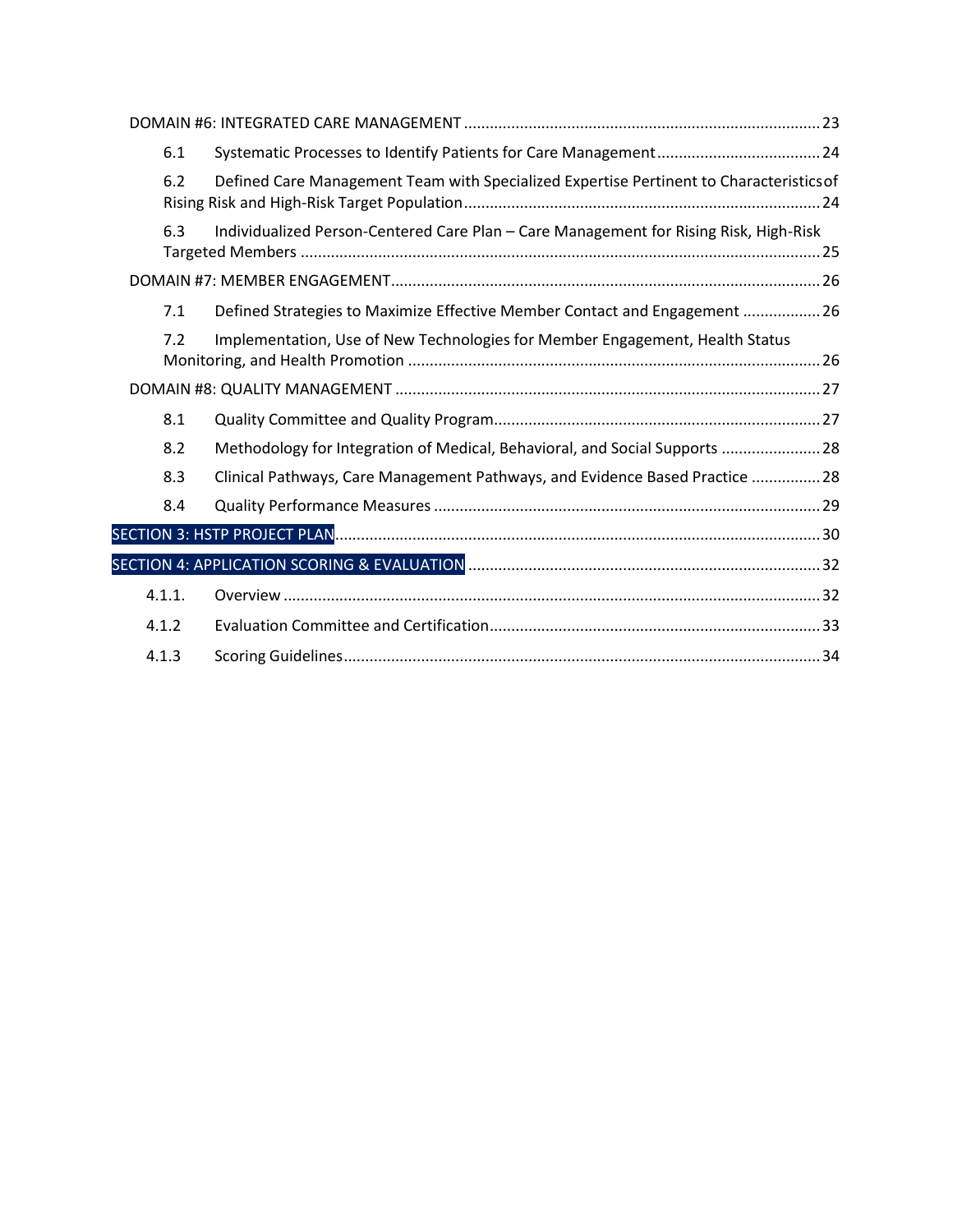DOMAIN #6: INTEGRATED CARE MANAGEMENT ........................................................................ 23

6.1 Systematic Processes to Identify Patients for Care Management ........................................ 24

6.2 Defined Care Management Team with Specialized Expertise Pertinent to Characteristics of Rising Risk and High-Risk Target Population ........................................................................ 24

6.3 Individualized Person-Centered Care Plan – Care Management for Rising Risk, High-Risk Targeted Members ........................................................................................................ 25

DOMAIN #7: MEMBER ENGAGEMENT ........................................................................................ 26

7.1 Defined Strategies to Maximize Effective Member Contact and Engagement .................. 26

7.2 Implementation, Use of New Technologies for Member Engagement, Health Status Monitoring, and Health Promotion ................................................................................ 26

DOMAIN #8: QUALITY MANAGEMENT ........................................................................................ 27

8.1 Quality Committee and Quality Program ........................................................................ 27

8.2 Methodology for Integration of Medical, Behavioral, and Social Supports ........................ 28

8.3 Clinical Pathways, Care Management Pathways, and Evidence Based Practice ................ 28

8.4 Quality Performance Measures ...................................................................................... 29

SECTION 3: HSTP PROJECT PLAN ................................................................................................ 30

SECTION 4: APPLICATION SCORING & EVALUATION ................................................................. 32

4.1.1. Overview ...................................................................................................................... 32

4.1.2 Evaluation Committee and Certification .......................................................................... 33

4.1.3 Scoring Guidelines ......................................................................................................... 34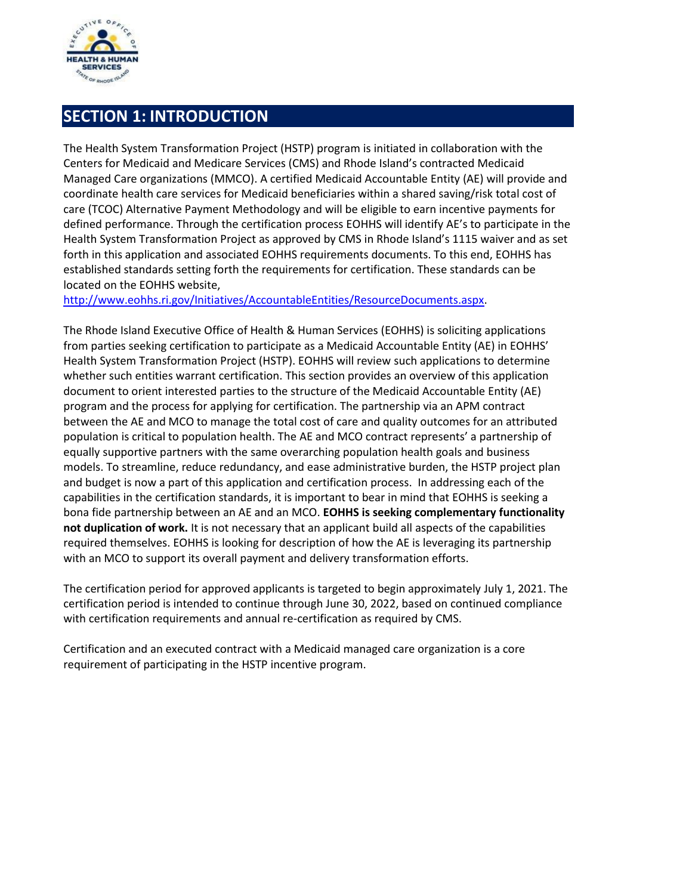# SECTION 1: INTRODUCTION

The Health System Transformation Project (HSTP) program is initiated in collaboration with the Centers for Medicaid and Medicare Services (CMS) and Rhode Island's contracted Medicaid Managed Care organizations (MMCO). A certified Medicaid Accountable Entity (AE) will provide and coordinate health care services for Medicaid beneficiaries within a shared saving/risk total cost of care (TCOC) Alternative Payment Methodology and will be eligible to earn incentive payments for defined performance. Through the certification process EOHHS will identify AE's to participate in the Health System Transformation Project as approved by CMS in Rhode Island's 1115 waiver and as set forth in this application and associated EOHHS requirements documents. To this end, EOHHS has established standards setting forth the requirements for certification. These standards can be located on the EOHHS website, http://www.eohhs.ri.gov/Initiatives/AccountableEntities/ResourceDocuments.aspx.

The Rhode Island Executive Office of Health & Human Services (EOHHS) is soliciting applications from parties seeking certification to participate as a Medicaid Accountable Entity (AE) in EOHHS' Health System Transformation Project (HSTP). EOHHS will review such applications to determine whether such entities warrant certification. This section provides an overview of this application document to orient interested parties to the structure of the Medicaid Accountable Entity (AE) program and the process for applying for certification. The partnership via an APM contract between the AE and MCO to manage the total cost of care and quality outcomes for an attributed population is critical to population health. The AE and MCO contract represents' a partnership of equally supportive partners with the same overarching population health goals and business models. To streamline, reduce redundancy, and ease administrative burden, the HSTP project plan and budget is now a part of this application and certification process. In addressing each of the capabilities in the certification standards, it is important to bear in mind that EOHHS is seeking a bona fide partnership between an AE and an MCO. **EOHHS is seeking complementary functionality not duplication of work.** It is not necessary that an applicant build all aspects of the capabilities required themselves. EOHHS is looking for description of how the AE is leveraging its partnership with an MCO to support its overall payment and delivery transformation efforts.

The certification period for approved applicants is targeted to begin approximately July 1, 2021. The certification period is intended to continue through June 30, 2022, based on continued compliance with certification requirements and annual re-certification as required by CMS.

Certification and an executed contract with a Medicaid managed care organization is a core requirement of participating in the HSTP incentive program.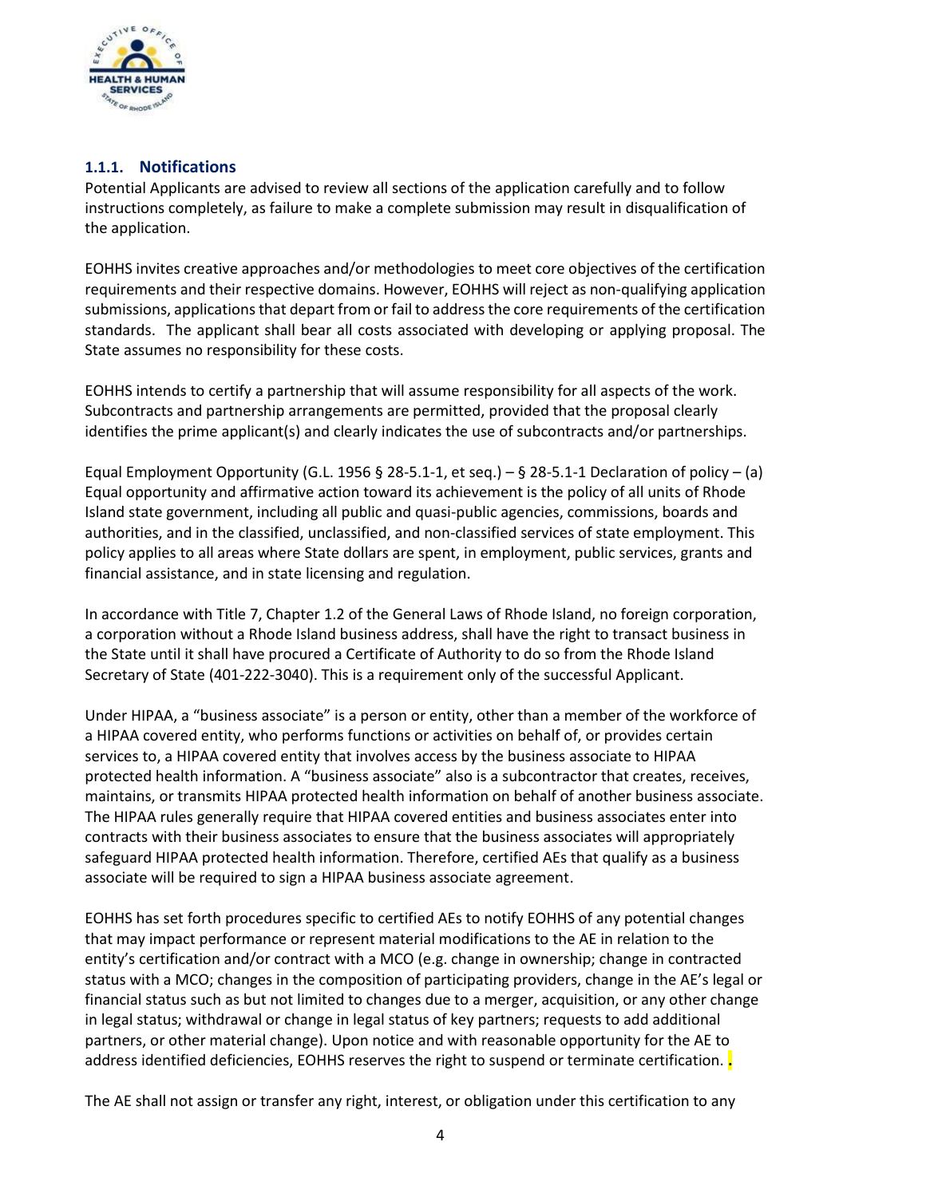### 1.1.1. Notifications

Potential Applicants are advised to review all sections of the application carefully and to follow instructions completely, as failure to make a complete submission may result in disqualification of the application.

EOHHS invites creative approaches and/or methodologies to meet core objectives of the certification requirements and their respective domains. However, EOHHS will reject as non-qualifying application submissions, applications that depart from or fail to address the core requirements of the certification standards. The applicant shall bear all costs associated with developing or applying proposal. The State assumes no responsibility for these costs.

EOHHS intends to certify a partnership that will assume responsibility for all aspects of the work. Subcontracts and partnership arrangements are permitted, provided that the proposal clearly identifies the prime applicant(s) and clearly indicates the use of subcontracts and/or partnerships.

Equal Employment Opportunity (G.L. 1956 § 28-5.1-1, et seq.) – § 28-5.1-1 Declaration of policy – (a) Equal opportunity and affirmative action toward its achievement is the policy of all units of Rhode Island state government, including all public and quasi-public agencies, commissions, boards and authorities, and in the classified, unclassified, and non-classified services of state employment. This policy applies to all areas where State dollars are spent, in employment, public services, grants and financial assistance, and in state licensing and regulation.

In accordance with Title 7, Chapter 1.2 of the General Laws of Rhode Island, no foreign corporation, a corporation without a Rhode Island business address, shall have the right to transact business in the State until it shall have procured a Certificate of Authority to do so from the Rhode Island Secretary of State (401-222-3040). This is a requirement only of the successful Applicant.

Under HIPAA, a "business associate" is a person or entity, other than a member of the workforce of a HIPAA covered entity, who performs functions or activities on behalf of, or provides certain services to, a HIPAA covered entity that involves access by the business associate to HIPAA protected health information. A "business associate" also is a subcontractor that creates, receives, maintains, or transmits HIPAA protected health information on behalf of another business associate. The HIPAA rules generally require that HIPAA covered entities and business associates enter into contracts with their business associates to ensure that the business associates will appropriately safeguard HIPAA protected health information. Therefore, certified AEs that qualify as a business associate will be required to sign a HIPAA business associate agreement.

EOHHS has set forth procedures specific to certified AEs to notify EOHHS of any potential changes that may impact performance or represent material modifications to the AE in relation to the entity's certification and/or contract with a MCO (e.g. change in ownership; change in contracted status with a MCO; changes in the composition of participating providers, change in the AE's legal or financial status such as but not limited to changes due to a merger, acquisition, or any other change in legal status; withdrawal or change in legal status of key partners; requests to add additional partners, or other material change). Upon notice and with reasonable opportunity for the AE to address identified deficiencies, EOHHS reserves the right to suspend or terminate certification. .

The AE shall not assign or transfer any right, interest, or obligation under this certification to any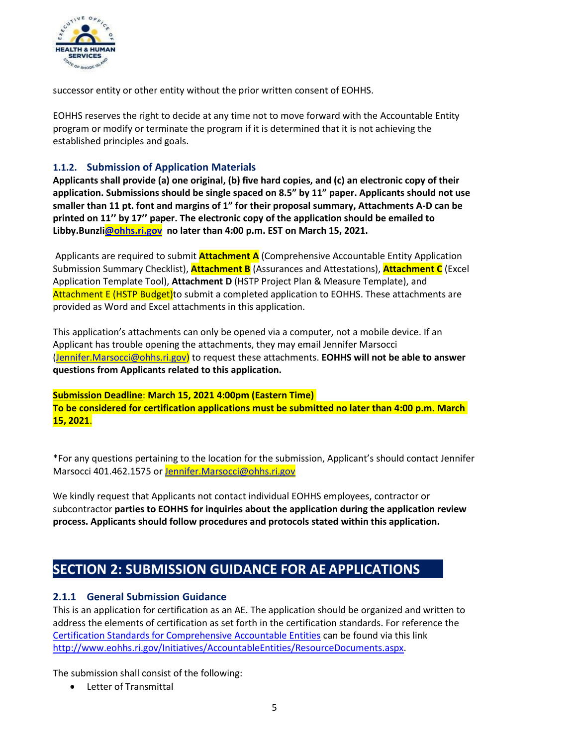successor entity or other entity without the prior written consent of EOHHS.

EOHHS reserves the right to decide at any time not to move forward with the Accountable Entity program or modify or terminate the program if it is determined that it is not achieving the established principles and goals.

### 1.1.2. Submission of Application Materials

**Applicants shall provide (a) one original, (b) five hard copies, and (c) an electronic copy of their application. Submissions should be single spaced on 8.5" by 11" paper. Applicants should not use smaller than 11 pt. font and margins of 1" for their proposal summary, Attachments A-D can be printed on 11'' by 17'' paper. The electronic copy of the application should be emailed to Libby.Bunzli@ohhs.ri.gov no later than 4:00 p.m. EST on March 15, 2021.**

Applicants are required to submit **Attachment A** (Comprehensive Accountable Entity Application Submission Summary Checklist), **Attachment B** (Assurances and Attestations), **Attachment C** (Excel Application Template Tool), **Attachment D** (HSTP Project Plan & Measure Template), and Attachment E (HSTP Budget)to submit a completed application to EOHHS. These attachments are provided as Word and Excel attachments in this application.

This application's attachments can only be opened via a computer, not a mobile device. If an Applicant has trouble opening the attachments, they may email Jennifer Marsocci (Jennifer.Marsocci@ohhs.ri.gov) to request these attachments. **EOHHS will not be able to answer questions from Applicants related to this application.**

**Submission Deadline: March 15, 2021 4:00pm (Eastern Time)**
**To be considered for certification applications must be submitted no later than 4:00 p.m. March 15, 2021.**

*For any questions pertaining to the location for the submission, Applicant's should contact Jennifer Marsocci 401.462.1575 or Jennifer.Marsocci@ohhs.ri.gov

We kindly request that Applicants not contact individual EOHHS employees, contractor or subcontractor **parties to EOHHS for inquiries about the application during the application review process. Applicants should follow procedures and protocols stated within this application.**

## SECTION 2: SUBMISSION GUIDANCE FOR AE APPLICATIONS

### 2.1.1 General Submission Guidance

This is an application for certification as an AE. The application should be organized and written to address the elements of certification as set forth in the certification standards. For reference the Certification Standards for Comprehensive Accountable Entities can be found via this link http://www.eohhs.ri.gov/Initiatives/AccountableEntities/ResourceDocuments.aspx.

The submission shall consist of the following:

- Letter of Transmittal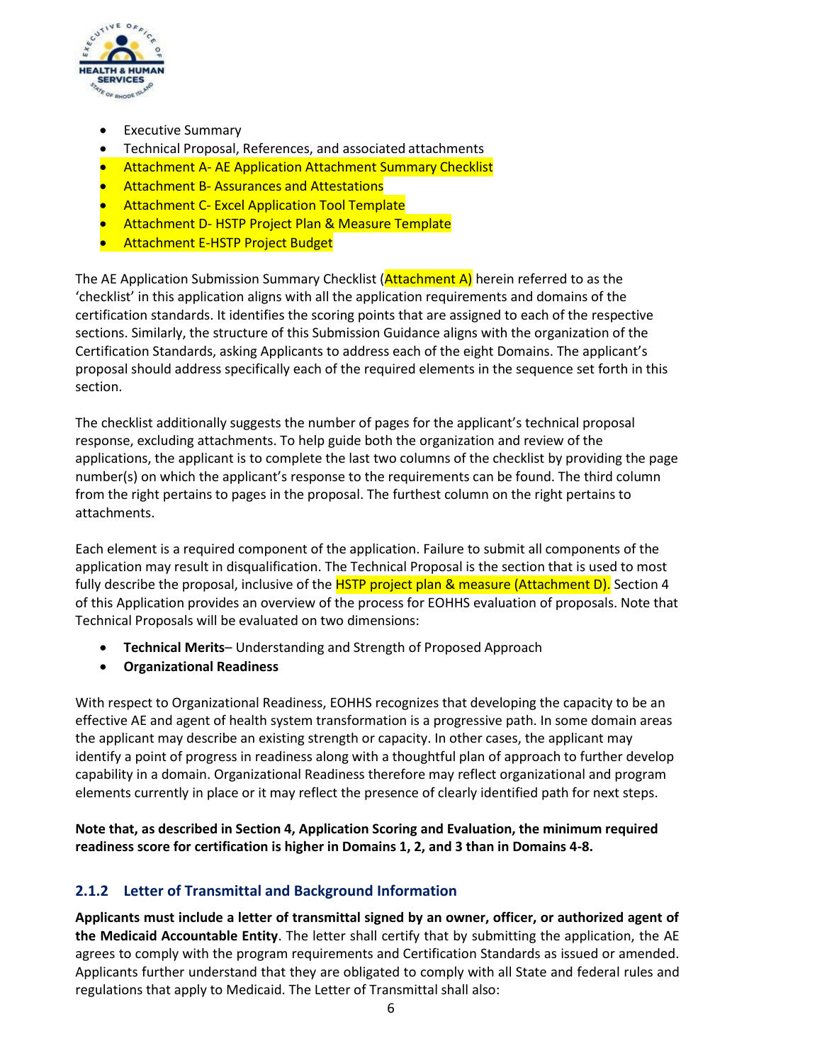- Executive Summary
- Technical Proposal, References, and associated attachments
- Attachment A- AE Application Attachment Summary Checklist
- Attachment B- Assurances and Attestations
- Attachment C- Excel Application Tool Template
- Attachment D- HSTP Project Plan & Measure Template
- Attachment E-HSTP Project Budget

The AE Application Submission Summary Checklist (Attachment A) herein referred to as the 'checklist' in this application aligns with all the application requirements and domains of the certification standards. It identifies the scoring points that are assigned to each of the respective sections. Similarly, the structure of this Submission Guidance aligns with the organization of the Certification Standards, asking Applicants to address each of the eight Domains. The applicant's proposal should address specifically each of the required elements in the sequence set forth in this section.

The checklist additionally suggests the number of pages for the applicant's technical proposal response, excluding attachments. To help guide both the organization and review of the applications, the applicant is to complete the last two columns of the checklist by providing the page number(s) on which the applicant's response to the requirements can be found. The third column from the right pertains to pages in the proposal. The furthest column on the right pertains to attachments.

Each element is a required component of the application. Failure to submit all components of the application may result in disqualification. The Technical Proposal is the section that is used to most fully describe the proposal, inclusive of the HSTP project plan & measure (Attachment D). Section 4 of this Application provides an overview of the process for EOHHS evaluation of proposals. Note that Technical Proposals will be evaluated on two dimensions:

- **Technical Merits**– Understanding and Strength of Proposed Approach
- **Organizational Readiness**

With respect to Organizational Readiness, EOHHS recognizes that developing the capacity to be an effective AE and agent of health system transformation is a progressive path. In some domain areas the applicant may describe an existing strength or capacity. In other cases, the applicant may identify a point of progress in readiness along with a thoughtful plan of approach to further develop capability in a domain. Organizational Readiness therefore may reflect organizational and program elements currently in place or it may reflect the presence of clearly identified path for next steps.

**Note that, as described in Section 4, Application Scoring and Evaluation, the minimum required readiness score for certification is higher in Domains 1, 2, and 3 than in Domains 4-8.**

### 2.1.2 Letter of Transmittal and Background Information

**Applicants must include a letter of transmittal signed by an owner, officer, or authorized agent of the Medicaid Accountable Entity**. The letter shall certify that by submitting the application, the AE agrees to comply with the program requirements and Certification Standards as issued or amended. Applicants further understand that they are obligated to comply with all State and federal rules and regulations that apply to Medicaid. The Letter of Transmittal shall also: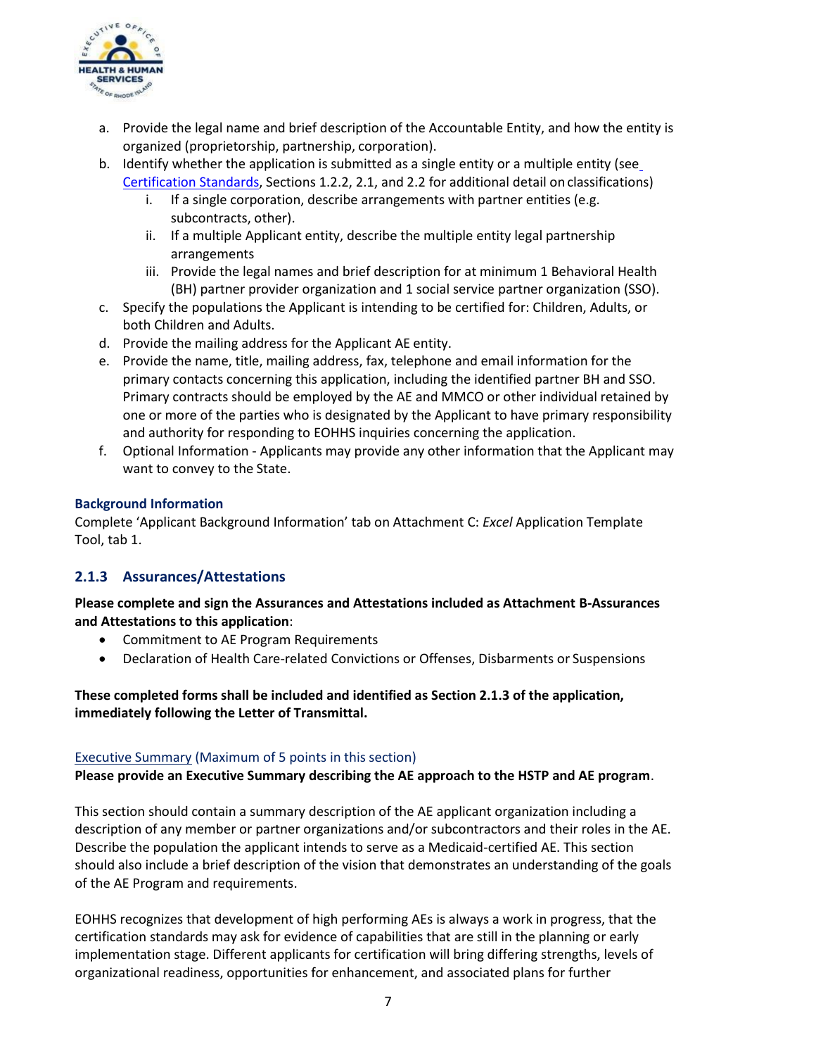a. Provide the legal name and brief description of the Accountable Entity, and how the entity is organized (proprietorship, partnership, corporation).
b. Identify whether the application is submitted as a single entity or a multiple entity (see Certification Standards, Sections 1.2.2, 2.1, and 2.2 for additional detail on classifications)
    i. If a single corporation, describe arrangements with partner entities (e.g. subcontracts, other).
    ii. If a multiple Applicant entity, describe the multiple entity legal partnership arrangements
    iii. Provide the legal names and brief description for at minimum 1 Behavioral Health (BH) partner provider organization and 1 social service partner organization (SSO).
c. Specify the populations the Applicant is intending to be certified for: Children, Adults, or both Children and Adults.
d. Provide the mailing address for the Applicant AE entity.
e. Provide the name, title, mailing address, fax, telephone and email information for the primary contacts concerning this application, including the identified partner BH and SSO. Primary contracts should be employed by the AE and MMCO or other individual retained by one or more of the parties who is designated by the Applicant to have primary responsibility and authority for responding to EOHHS inquiries concerning the application.
f. Optional Information - Applicants may provide any other information that the Applicant may want to convey to the State.

#### Background Information

Complete 'Applicant Background Information' tab on Attachment C: *Excel* Application Template Tool, tab 1.

### 2.1.3 Assurances/Attestations

**Please complete and sign the Assurances and Attestations included as Attachment B-Assurances and Attestations to this application**:

- Commitment to AE Program Requirements
- Declaration of Health Care-related Convictions or Offenses, Disbarments or Suspensions

**These completed forms shall be included and identified as Section 2.1.3 of the application, immediately following the Letter of Transmittal.**

Executive Summary (Maximum of 5 points in this section)

**Please provide an Executive Summary describing the AE approach to the HSTP and AE program**.

This section should contain a summary description of the AE applicant organization including a description of any member or partner organizations and/or subcontractors and their roles in the AE. Describe the population the applicant intends to serve as a Medicaid-certified AE. This section should also include a brief description of the vision that demonstrates an understanding of the goals of the AE Program and requirements.

EOHHS recognizes that development of high performing AEs is always a work in progress, that the certification standards may ask for evidence of capabilities that are still in the planning or early implementation stage. Different applicants for certification will bring differing strengths, levels of organizational readiness, opportunities for enhancement, and associated plans for further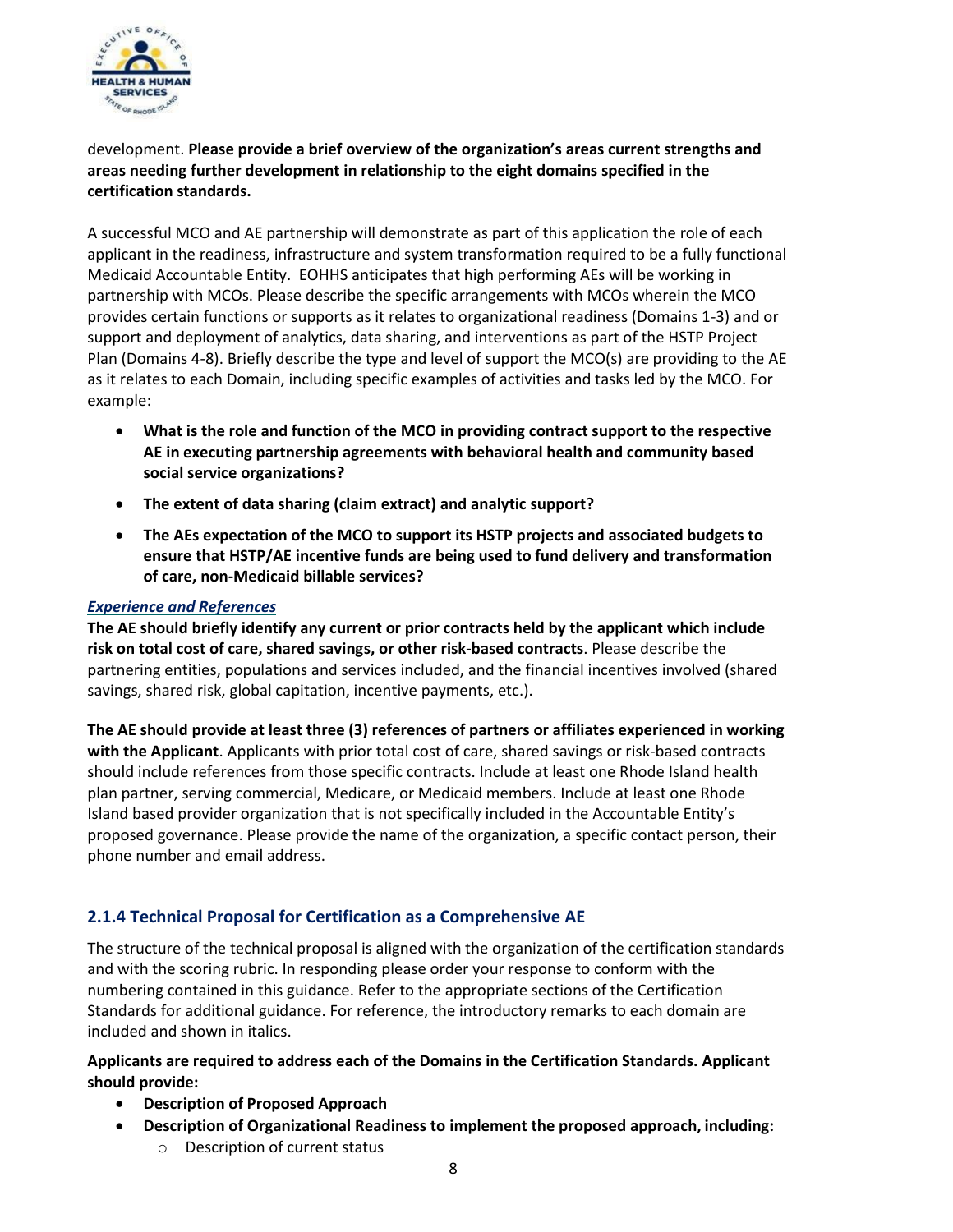development. **Please provide a brief overview of the organization's areas current strengths and areas needing further development in relationship to the eight domains specified in the certification standards.**

A successful MCO and AE partnership will demonstrate as part of this application the role of each applicant in the readiness, infrastructure and system transformation required to be a fully functional Medicaid Accountable Entity. EOHHS anticipates that high performing AEs will be working in partnership with MCOs. Please describe the specific arrangements with MCOs wherein the MCO provides certain functions or supports as it relates to organizational readiness (Domains 1-3) and or support and deployment of analytics, data sharing, and interventions as part of the HSTP Project Plan (Domains 4-8). Briefly describe the type and level of support the MCO(s) are providing to the AE as it relates to each Domain, including specific examples of activities and tasks led by the MCO. For example:

- **What is the role and function of the MCO in providing contract support to the respective AE in executing partnership agreements with behavioral health and community based social service organizations?**
- **The extent of data sharing (claim extract) and analytic support?**
- **The AEs expectation of the MCO to support its HSTP projects and associated budgets to ensure that HSTP/AE incentive funds are being used to fund delivery and transformation of care, non-Medicaid billable services?**

***Experience and References***

**The AE should briefly identify any current or prior contracts held by the applicant which include risk on total cost of care, shared savings, or other risk-based contracts**. Please describe the partnering entities, populations and services included, and the financial incentives involved (shared savings, shared risk, global capitation, incentive payments, etc.).

**The AE should provide at least three (3) references of partners or affiliates experienced in working with the Applicant**. Applicants with prior total cost of care, shared savings or risk-based contracts should include references from those specific contracts. Include at least one Rhode Island health plan partner, serving commercial, Medicare, or Medicaid members. Include at least one Rhode Island based provider organization that is not specifically included in the Accountable Entity's proposed governance. Please provide the name of the organization, a specific contact person, their phone number and email address.

### 2.1.4 Technical Proposal for Certification as a Comprehensive AE

The structure of the technical proposal is aligned with the organization of the certification standards and with the scoring rubric. In responding please order your response to conform with the numbering contained in this guidance. Refer to the appropriate sections of the Certification Standards for additional guidance. For reference, the introductory remarks to each domain are included and shown in italics.

**Applicants are required to address each of the Domains in the Certification Standards. Applicant should provide:**

- **Description of Proposed Approach**
- **Description of Organizational Readiness to implement the proposed approach, including:**
  - Description of current status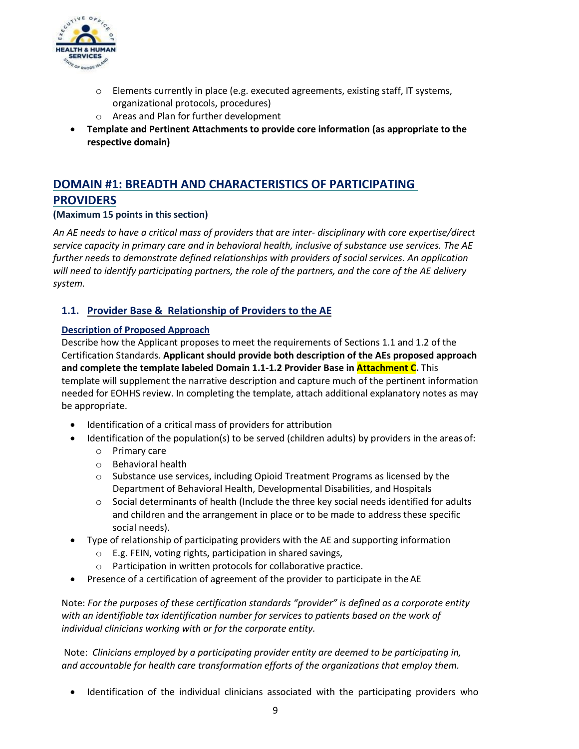- Elements currently in place (e.g. executed agreements, existing staff, IT systems, organizational protocols, procedures)
  - Areas and Plan for further development
- **Template and Pertinent Attachments to provide core information (as appropriate to the respective domain)**

## DOMAIN #1: BREADTH AND CHARACTERISTICS OF PARTICIPATING PROVIDERS

**(Maximum 15 points in this section)**

*An AE needs to have a critical mass of providers that are inter- disciplinary with core expertise/direct service capacity in primary care and in behavioral health, inclusive of substance use services. The AE further needs to demonstrate defined relationships with providers of social services. An application will need to identify participating partners, the role of the partners, and the core of the AE delivery system.*

### 1.1. Provider Base & Relationship of Providers to the AE

**Description of Proposed Approach**

Describe how the Applicant proposes to meet the requirements of Sections 1.1 and 1.2 of the Certification Standards. **Applicant should provide both description of the AEs proposed approach and complete the template labeled Domain 1.1-1.2 Provider Base in Attachment C.** This template will supplement the narrative description and capture much of the pertinent information needed for EOHHS review. In completing the template, attach additional explanatory notes as may be appropriate.

- Identification of a critical mass of providers for attribution
- Identification of the population(s) to be served (children adults) by providers in the areas of:
  - Primary care
  - Behavioral health
  - Substance use services, including Opioid Treatment Programs as licensed by the Department of Behavioral Health, Developmental Disabilities, and Hospitals
  - Social determinants of health (Include the three key social needs identified for adults and children and the arrangement in place or to be made to address these specific social needs).
- Type of relationship of participating providers with the AE and supporting information
  - E.g. FEIN, voting rights, participation in shared savings,
  - Participation in written protocols for collaborative practice.
- Presence of a certification of agreement of the provider to participate in the AE

Note: *For the purposes of these certification standards "provider" is defined as a corporate entity with an identifiable tax identification number for services to patients based on the work of individual clinicians working with or for the corporate entity.*

Note: *Clinicians employed by a participating provider entity are deemed to be participating in, and accountable for health care transformation efforts of the organizations that employ them.*

- Identification of the individual clinicians associated with the participating providers who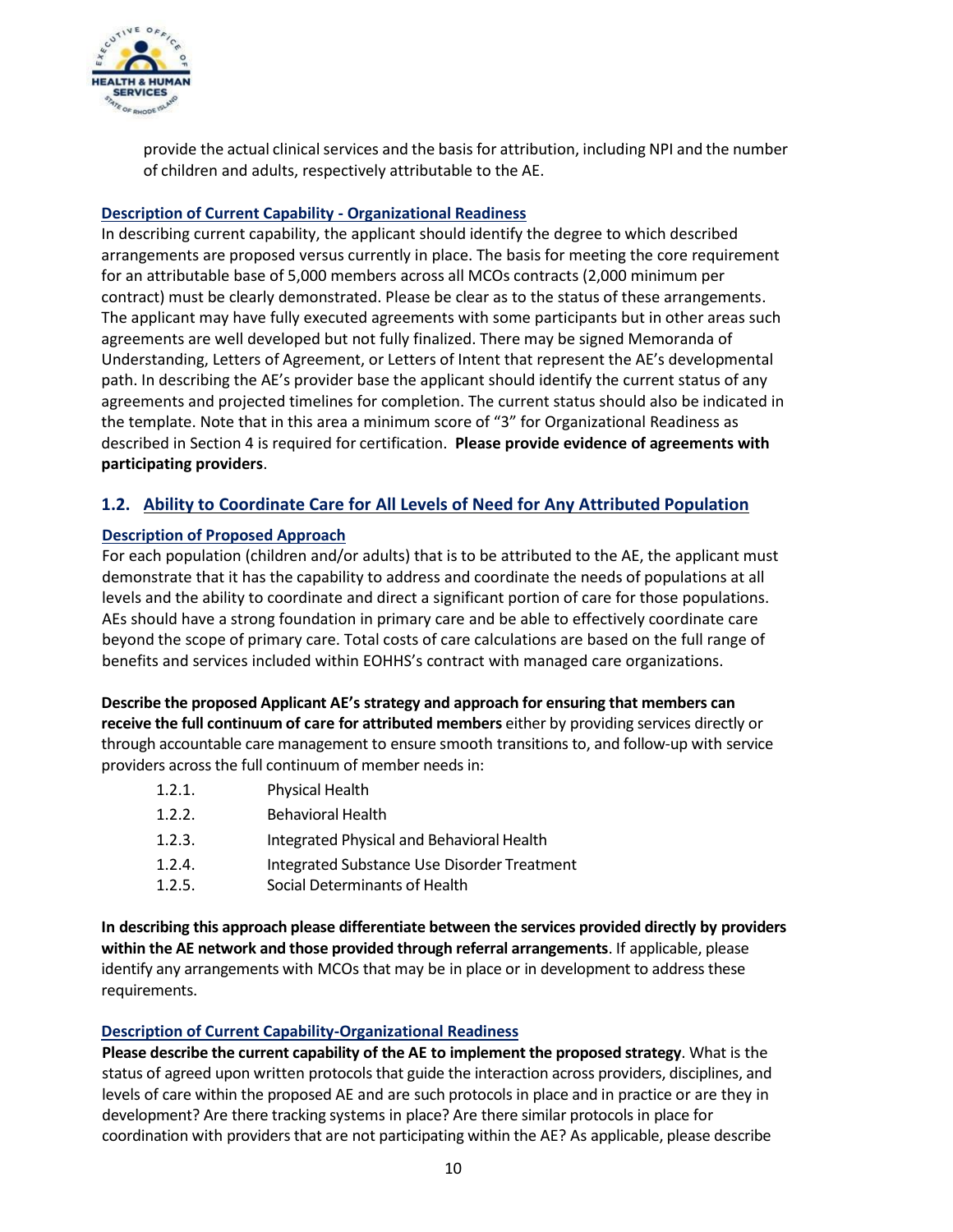provide the actual clinical services and the basis for attribution, including NPI and the number of children and adults, respectively attributable to the AE.

**Description of Current Capability - Organizational Readiness**

In describing current capability, the applicant should identify the degree to which described arrangements are proposed versus currently in place. The basis for meeting the core requirement for an attributable base of 5,000 members across all MCOs contracts (2,000 minimum per contract) must be clearly demonstrated. Please be clear as to the status of these arrangements. The applicant may have fully executed agreements with some participants but in other areas such agreements are well developed but not fully finalized. There may be signed Memoranda of Understanding, Letters of Agreement, or Letters of Intent that represent the AE's developmental path. In describing the AE's provider base the applicant should identify the current status of any agreements and projected timelines for completion. The current status should also be indicated in the template. Note that in this area a minimum score of "3" for Organizational Readiness as described in Section 4 is required for certification. **Please provide evidence of agreements with participating providers**.

## 1.2. Ability to Coordinate Care for All Levels of Need for Any Attributed Population

**Description of Proposed Approach**

For each population (children and/or adults) that is to be attributed to the AE, the applicant must demonstrate that it has the capability to address and coordinate the needs of populations at all levels and the ability to coordinate and direct a significant portion of care for those populations. AEs should have a strong foundation in primary care and be able to effectively coordinate care beyond the scope of primary care. Total costs of care calculations are based on the full range of benefits and services included within EOHHS's contract with managed care organizations.

**Describe the proposed Applicant AE's strategy and approach for ensuring that members can receive the full continuum of care for attributed members** either by providing services directly or through accountable care management to ensure smooth transitions to, and follow-up with service providers across the full continuum of member needs in:

- 1.2.1. Physical Health
- 1.2.2. Behavioral Health
- 1.2.3. Integrated Physical and Behavioral Health
- 1.2.4. Integrated Substance Use Disorder Treatment
- 1.2.5. Social Determinants of Health

**In describing this approach please differentiate between the services provided directly by providers within the AE network and those provided through referral arrangements**. If applicable, please identify any arrangements with MCOs that may be in place or in development to address these requirements.

**Description of Current Capability-Organizational Readiness**

**Please describe the current capability of the AE to implement the proposed strategy**. What is the status of agreed upon written protocols that guide the interaction across providers, disciplines, and levels of care within the proposed AE and are such protocols in place and in practice or are they in development? Are there tracking systems in place? Are there similar protocols in place for coordination with providers that are not participating within the AE? As applicable, please describe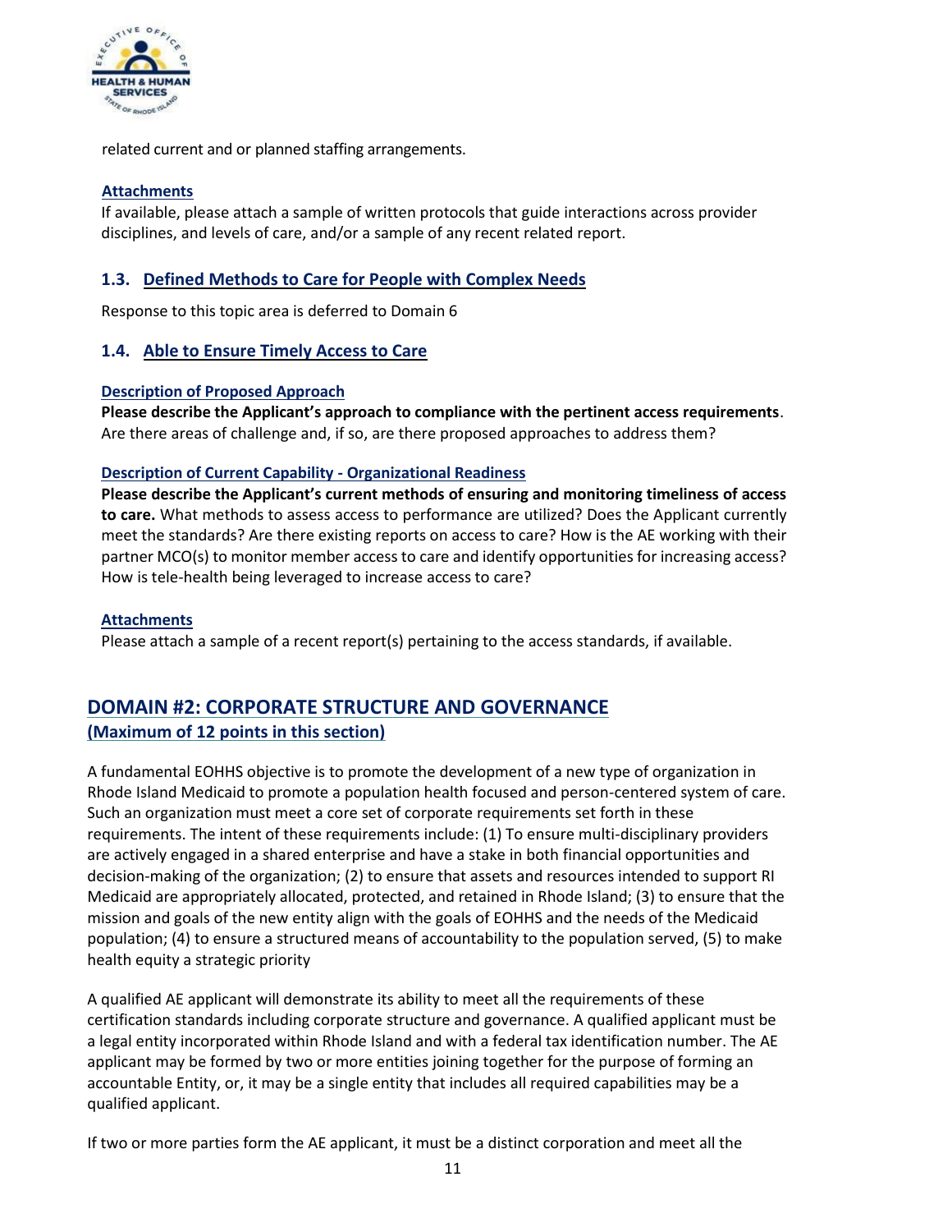related current and or planned staffing arrangements.

**Attachments**

If available, please attach a sample of written protocols that guide interactions across provider disciplines, and levels of care, and/or a sample of any recent related report.

### 1.3. Defined Methods to Care for People with Complex Needs

Response to this topic area is deferred to Domain 6

### 1.4. Able to Ensure Timely Access to Care

**Description of Proposed Approach**

**Please describe the Applicant's approach to compliance with the pertinent access requirements**. Are there areas of challenge and, if so, are there proposed approaches to address them?

**Description of Current Capability - Organizational Readiness**

**Please describe the Applicant's current methods of ensuring and monitoring timeliness of access to care.** What methods to assess access to performance are utilized? Does the Applicant currently meet the standards? Are there existing reports on access to care? How is the AE working with their partner MCO(s) to monitor member access to care and identify opportunities for increasing access? How is tele-health being leveraged to increase access to care?

**Attachments**

Please attach a sample of a recent report(s) pertaining to the access standards, if available.

## DOMAIN #2: CORPORATE STRUCTURE AND GOVERNANCE

**(Maximum of 12 points in this section)**

A fundamental EOHHS objective is to promote the development of a new type of organization in Rhode Island Medicaid to promote a population health focused and person-centered system of care. Such an organization must meet a core set of corporate requirements set forth in these requirements. The intent of these requirements include: (1) To ensure multi-disciplinary providers are actively engaged in a shared enterprise and have a stake in both financial opportunities and decision-making of the organization; (2) to ensure that assets and resources intended to support RI Medicaid are appropriately allocated, protected, and retained in Rhode Island; (3) to ensure that the mission and goals of the new entity align with the goals of EOHHS and the needs of the Medicaid population; (4) to ensure a structured means of accountability to the population served, (5) to make health equity a strategic priority

A qualified AE applicant will demonstrate its ability to meet all the requirements of these certification standards including corporate structure and governance. A qualified applicant must be a legal entity incorporated within Rhode Island and with a federal tax identification number. The AE applicant may be formed by two or more entities joining together for the purpose of forming an accountable Entity, or, it may be a single entity that includes all required capabilities may be a qualified applicant.

If two or more parties form the AE applicant, it must be a distinct corporation and meet all the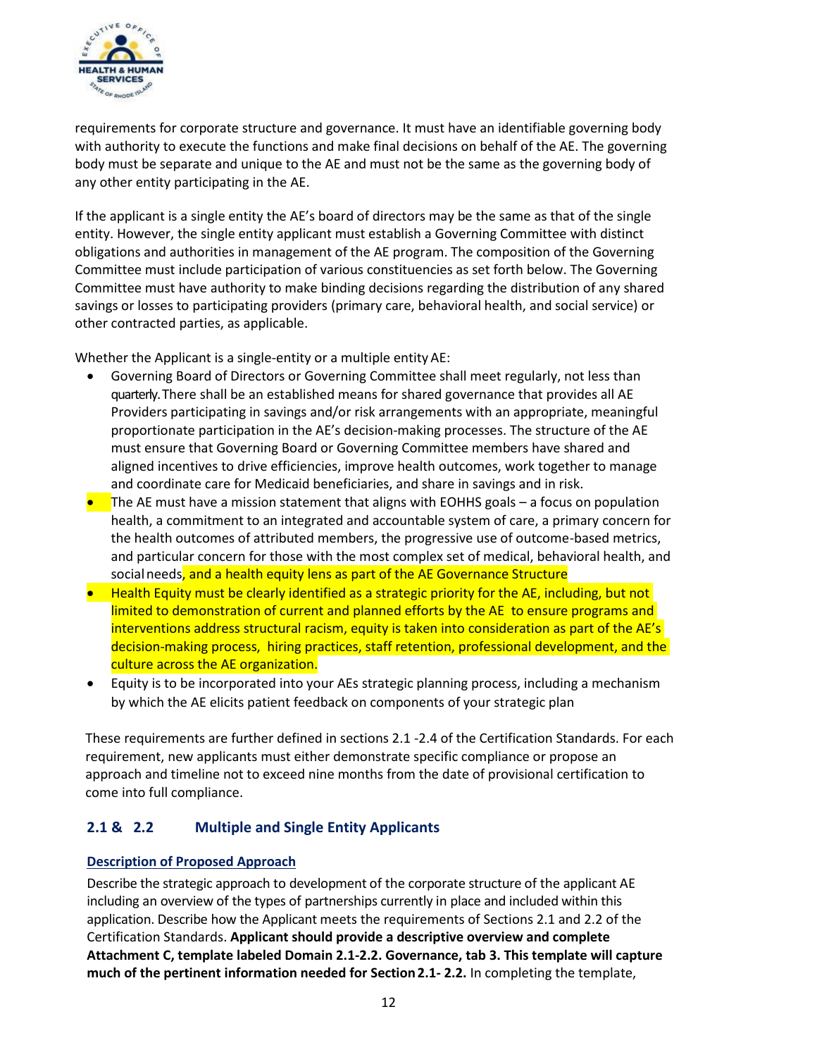requirements for corporate structure and governance. It must have an identifiable governing body with authority to execute the functions and make final decisions on behalf of the AE. The governing body must be separate and unique to the AE and must not be the same as the governing body of any other entity participating in the AE.

If the applicant is a single entity the AE's board of directors may be the same as that of the single entity. However, the single entity applicant must establish a Governing Committee with distinct obligations and authorities in management of the AE program. The composition of the Governing Committee must include participation of various constituencies as set forth below. The Governing Committee must have authority to make binding decisions regarding the distribution of any shared savings or losses to participating providers (primary care, behavioral health, and social service) or other contracted parties, as applicable.

Whether the Applicant is a single-entity or a multiple entity AE:

- Governing Board of Directors or Governing Committee shall meet regularly, not less than quarterly. There shall be an established means for shared governance that provides all AE Providers participating in savings and/or risk arrangements with an appropriate, meaningful proportionate participation in the AE's decision-making processes. The structure of the AE must ensure that Governing Board or Governing Committee members have shared and aligned incentives to drive efficiencies, improve health outcomes, work together to manage and coordinate care for Medicaid beneficiaries, and share in savings and in risk.
- The AE must have a mission statement that aligns with EOHHS goals – a focus on population health, a commitment to an integrated and accountable system of care, a primary concern for the health outcomes of attributed members, the progressive use of outcome-based metrics, and particular concern for those with the most complex set of medical, behavioral health, and social needs, and a health equity lens as part of the AE Governance Structure
- Health Equity must be clearly identified as a strategic priority for the AE, including, but not limited to demonstration of current and planned efforts by the AE to ensure programs and interventions address structural racism, equity is taken into consideration as part of the AE's decision-making process, hiring practices, staff retention, professional development, and the culture across the AE organization.
- Equity is to be incorporated into your AEs strategic planning process, including a mechanism by which the AE elicits patient feedback on components of your strategic plan

These requirements are further defined in sections 2.1 -2.4 of the Certification Standards. For each requirement, new applicants must either demonstrate specific compliance or propose an approach and timeline not to exceed nine months from the date of provisional certification to come into full compliance.

## 2.1 & 2.2 Multiple and Single Entity Applicants

**Description of Proposed Approach**

Describe the strategic approach to development of the corporate structure of the applicant AE including an overview of the types of partnerships currently in place and included within this application. Describe how the Applicant meets the requirements of Sections 2.1 and 2.2 of the Certification Standards. **Applicant should provide a descriptive overview and complete Attachment C, template labeled Domain 2.1-2.2. Governance, tab 3. This template will capture much of the pertinent information needed for Section 2.1- 2.2.** In completing the template,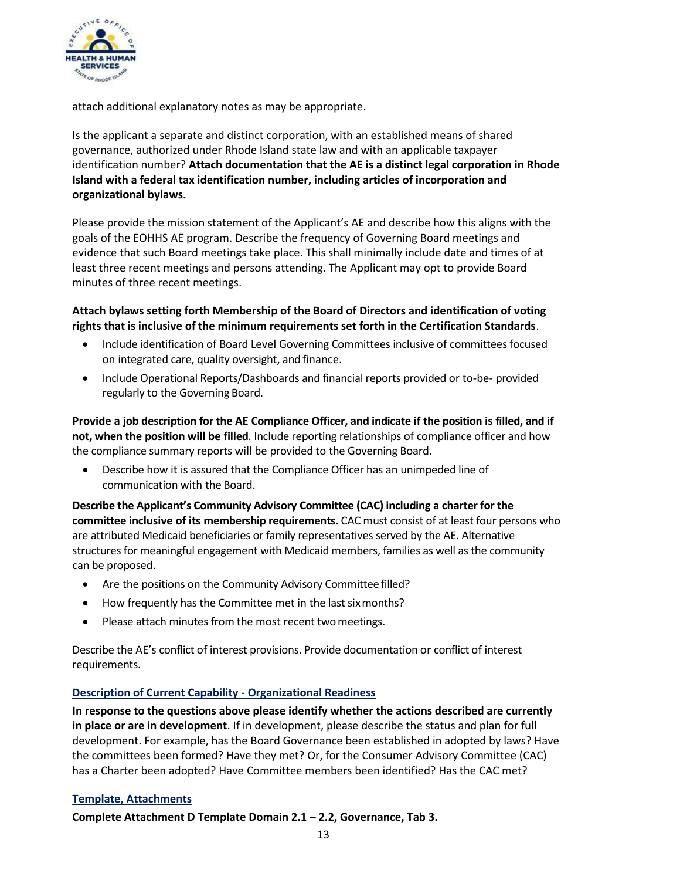attach additional explanatory notes as may be appropriate.

Is the applicant a separate and distinct corporation, with an established means of shared governance, authorized under Rhode Island state law and with an applicable taxpayer identification number? **Attach documentation that the AE is a distinct legal corporation in Rhode Island with a federal tax identification number, including articles of incorporation and organizational bylaws.**

Please provide the mission statement of the Applicant's AE and describe how this aligns with the goals of the EOHHS AE program. Describe the frequency of Governing Board meetings and evidence that such Board meetings take place. This shall minimally include date and times of at least three recent meetings and persons attending. The Applicant may opt to provide Board minutes of three recent meetings.

**Attach bylaws setting forth Membership of the Board of Directors and identification of voting rights that is inclusive of the minimum requirements set forth in the Certification Standards**.

- Include identification of Board Level Governing Committees inclusive of committees focused on integrated care, quality oversight, and finance.
- Include Operational Reports/Dashboards and financial reports provided or to-be- provided regularly to the Governing Board.

**Provide a job description for the AE Compliance Officer, and indicate if the position is filled, and if not, when the position will be filled**. Include reporting relationships of compliance officer and how the compliance summary reports will be provided to the Governing Board.

- Describe how it is assured that the Compliance Officer has an unimpeded line of communication with the Board.

**Describe the Applicant's Community Advisory Committee (CAC) including a charter for the committee inclusive of its membership requirements**. CAC must consist of at least four persons who are attributed Medicaid beneficiaries or family representatives served by the AE. Alternative structures for meaningful engagement with Medicaid members, families as well as the community can be proposed.

- Are the positions on the Community Advisory Committee filled?
- How frequently has the Committee met in the last six months?
- Please attach minutes from the most recent two meetings.

Describe the AE's conflict of interest provisions. Provide documentation or conflict of interest requirements.

### Description of Current Capability - Organizational Readiness

**In response to the questions above please identify whether the actions described are currently in place or are in development**. If in development, please describe the status and plan for full development. For example, has the Board Governance been established in adopted by laws? Have the committees been formed? Have they met? Or, for the Consumer Advisory Committee (CAC) has a Charter been adopted? Have Committee members been identified? Has the CAC met?

### Template, Attachments

**Complete Attachment D Template Domain 2.1 – 2.2, Governance, Tab 3.**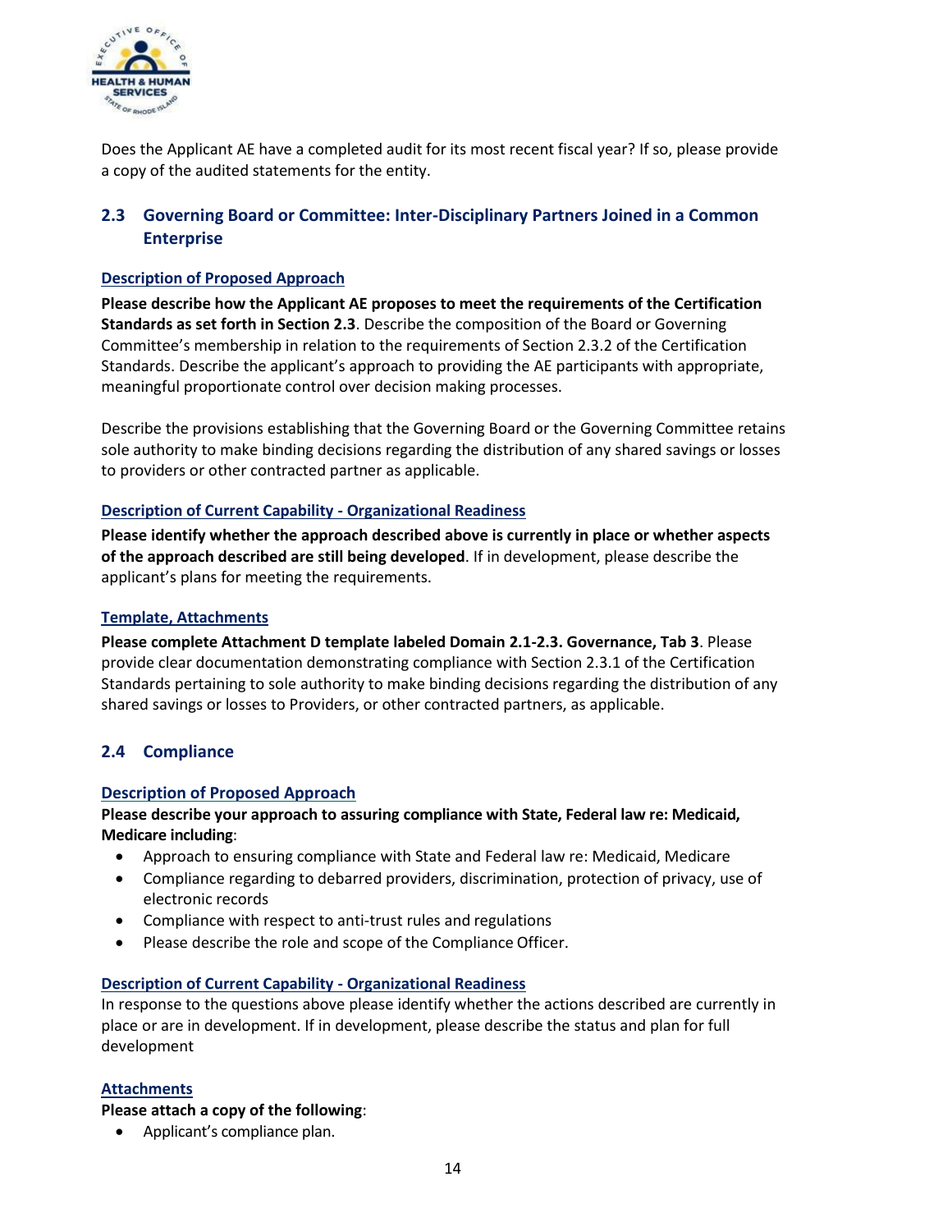Does the Applicant AE have a completed audit for its most recent fiscal year? If so, please provide a copy of the audited statements for the entity.

## 2.3 Governing Board or Committee: Inter-Disciplinary Partners Joined in a Common Enterprise

### Description of Proposed Approach

**Please describe how the Applicant AE proposes to meet the requirements of the Certification Standards as set forth in Section 2.3**. Describe the composition of the Board or Governing Committee's membership in relation to the requirements of Section 2.3.2 of the Certification Standards. Describe the applicant's approach to providing the AE participants with appropriate, meaningful proportionate control over decision making processes.

Describe the provisions establishing that the Governing Board or the Governing Committee retains sole authority to make binding decisions regarding the distribution of any shared savings or losses to providers or other contracted partner as applicable.

### Description of Current Capability - Organizational Readiness

**Please identify whether the approach described above is currently in place or whether aspects of the approach described are still being developed**. If in development, please describe the applicant's plans for meeting the requirements.

### Template, Attachments

**Please complete Attachment D template labeled Domain 2.1-2.3. Governance, Tab 3**. Please provide clear documentation demonstrating compliance with Section 2.3.1 of the Certification Standards pertaining to sole authority to make binding decisions regarding the distribution of any shared savings or losses to Providers, or other contracted partners, as applicable.

## 2.4 Compliance

### Description of Proposed Approach

**Please describe your approach to assuring compliance with State, Federal law re: Medicaid, Medicare including**:

- Approach to ensuring compliance with State and Federal law re: Medicaid, Medicare
- Compliance regarding to debarred providers, discrimination, protection of privacy, use of electronic records
- Compliance with respect to anti-trust rules and regulations
- Please describe the role and scope of the Compliance Officer.

### Description of Current Capability - Organizational Readiness

In response to the questions above please identify whether the actions described are currently in place or are in development. If in development, please describe the status and plan for full development

### Attachments

**Please attach a copy of the following**:

- Applicant's compliance plan.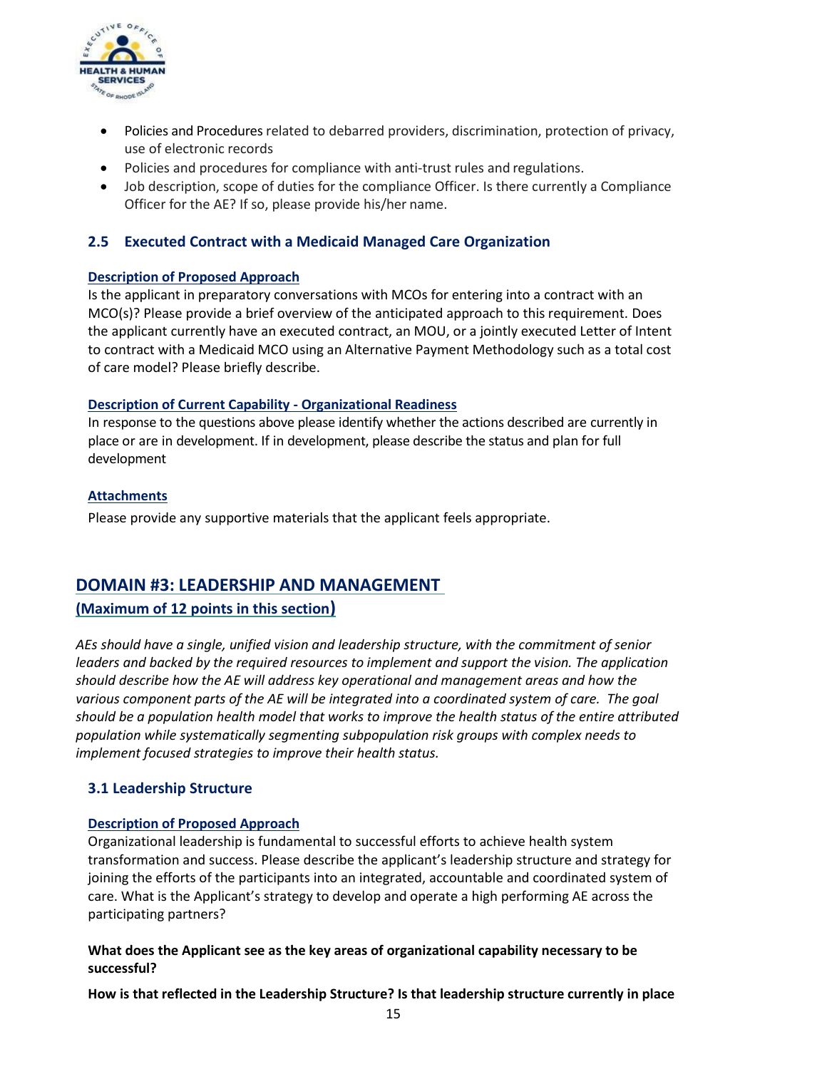- Policies and Procedures related to debarred providers, discrimination, protection of privacy, use of electronic records
- Policies and procedures for compliance with anti-trust rules and regulations.
- Job description, scope of duties for the compliance Officer. Is there currently a Compliance Officer for the AE? If so, please provide his/her name.

### 2.5 Executed Contract with a Medicaid Managed Care Organization

**Description of Proposed Approach**

Is the applicant in preparatory conversations with MCOs for entering into a contract with an MCO(s)? Please provide a brief overview of the anticipated approach to this requirement. Does the applicant currently have an executed contract, an MOU, or a jointly executed Letter of Intent to contract with a Medicaid MCO using an Alternative Payment Methodology such as a total cost of care model? Please briefly describe.

**Description of Current Capability - Organizational Readiness**

In response to the questions above please identify whether the actions described are currently in place or are in development. If in development, please describe the status and plan for full development

**Attachments**

Please provide any supportive materials that the applicant feels appropriate.

## DOMAIN #3: LEADERSHIP AND MANAGEMENT

**(Maximum of 12 points in this section)**

*AEs should have a single, unified vision and leadership structure, with the commitment of senior leaders and backed by the required resources to implement and support the vision. The application should describe how the AE will address key operational and management areas and how the various component parts of the AE will be integrated into a coordinated system of care. The goal should be a population health model that works to improve the health status of the entire attributed population while systematically segmenting subpopulation risk groups with complex needs to implement focused strategies to improve their health status.*

### 3.1 Leadership Structure

**Description of Proposed Approach**

Organizational leadership is fundamental to successful efforts to achieve health system transformation and success. Please describe the applicant's leadership structure and strategy for joining the efforts of the participants into an integrated, accountable and coordinated system of care. What is the Applicant's strategy to develop and operate a high performing AE across the participating partners?

**What does the Applicant see as the key areas of organizational capability necessary to be successful?**

**How is that reflected in the Leadership Structure? Is that leadership structure currently in place**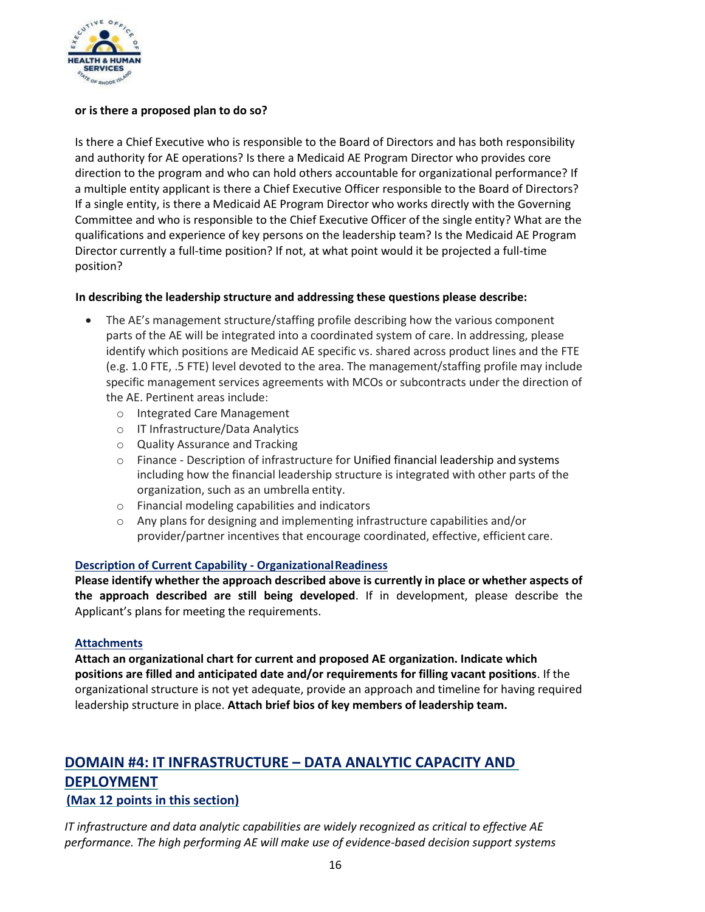**or is there a proposed plan to do so?**

Is there a Chief Executive who is responsible to the Board of Directors and has both responsibility and authority for AE operations? Is there a Medicaid AE Program Director who provides core direction to the program and who can hold others accountable for organizational performance? If a multiple entity applicant is there a Chief Executive Officer responsible to the Board of Directors? If a single entity, is there a Medicaid AE Program Director who works directly with the Governing Committee and who is responsible to the Chief Executive Officer of the single entity? What are the qualifications and experience of key persons on the leadership team? Is the Medicaid AE Program Director currently a full-time position? If not, at what point would it be projected a full-time position?

**In describing the leadership structure and addressing these questions please describe:**

- The AE's management structure/staffing profile describing how the various component parts of the AE will be integrated into a coordinated system of care. In addressing, please identify which positions are Medicaid AE specific vs. shared across product lines and the FTE (e.g. 1.0 FTE, .5 FTE) level devoted to the area. The management/staffing profile may include specific management services agreements with MCOs or subcontracts under the direction of the AE. Pertinent areas include:
  - Integrated Care Management
  - IT Infrastructure/Data Analytics
  - Quality Assurance and Tracking
  - Finance - Description of infrastructure for Unified financial leadership and systems including how the financial leadership structure is integrated with other parts of the organization, such as an umbrella entity.
  - Financial modeling capabilities and indicators
  - Any plans for designing and implementing infrastructure capabilities and/or provider/partner incentives that encourage coordinated, effective, efficient care.

**Description of Current Capability - Organizational Readiness**

**Please identify whether the approach described above is currently in place or whether aspects of the approach described are still being developed**. If in development, please describe the Applicant's plans for meeting the requirements.

**Attachments**

**Attach an organizational chart for current and proposed AE organization. Indicate which positions are filled and anticipated date and/or requirements for filling vacant positions**. If the organizational structure is not yet adequate, provide an approach and timeline for having required leadership structure in place. **Attach brief bios of key members of leadership team.**

## DOMAIN #4: IT INFRASTRUCTURE – DATA ANALYTIC CAPACITY AND DEPLOYMENT

**(Max 12 points in this section)**

*IT infrastructure and data analytic capabilities are widely recognized as critical to effective AE performance. The high performing AE will make use of evidence-based decision support systems*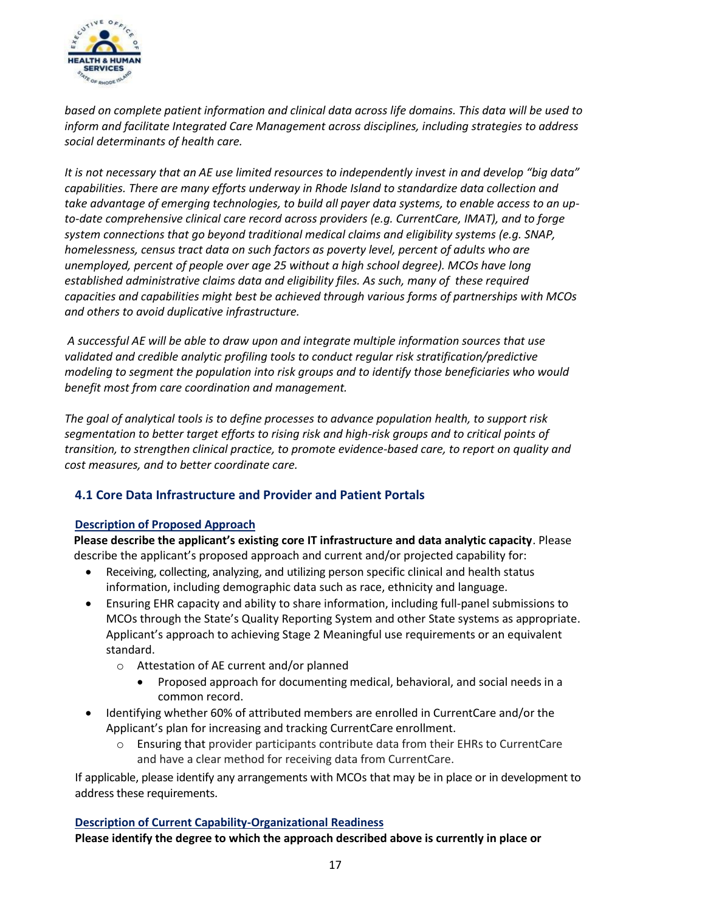*based on complete patient information and clinical data across life domains. This data will be used to inform and facilitate Integrated Care Management across disciplines, including strategies to address social determinants of health care.*

*It is not necessary that an AE use limited resources to independently invest in and develop "big data" capabilities. There are many efforts underway in Rhode Island to standardize data collection and take advantage of emerging technologies, to build all payer data systems, to enable access to an up-to-date comprehensive clinical care record across providers (e.g. CurrentCare, IMAT), and to forge system connections that go beyond traditional medical claims and eligibility systems (e.g. SNAP, homelessness, census tract data on such factors as poverty level, percent of adults who are unemployed, percent of people over age 25 without a high school degree). MCOs have long established administrative claims data and eligibility files. As such, many of these required capacities and capabilities might best be achieved through various forms of partnerships with MCOs and others to avoid duplicative infrastructure.*

*A successful AE will be able to draw upon and integrate multiple information sources that use validated and credible analytic profiling tools to conduct regular risk stratification/predictive modeling to segment the population into risk groups and to identify those beneficiaries who would benefit most from care coordination and management.*

*The goal of analytical tools is to define processes to advance population health, to support risk segmentation to better target efforts to rising risk and high-risk groups and to critical points of transition, to strengthen clinical practice, to promote evidence-based care, to report on quality and cost measures, and to better coordinate care.*

### 4.1 Core Data Infrastructure and Provider and Patient Portals

**Description of Proposed Approach**

**Please describe the applicant's existing core IT infrastructure and data analytic capacity**. Please describe the applicant's proposed approach and current and/or projected capability for:

- Receiving, collecting, analyzing, and utilizing person specific clinical and health status information, including demographic data such as race, ethnicity and language.
- Ensuring EHR capacity and ability to share information, including full-panel submissions to MCOs through the State's Quality Reporting System and other State systems as appropriate. Applicant's approach to achieving Stage 2 Meaningful use requirements or an equivalent standard.
  - Attestation of AE current and/or planned
    - Proposed approach for documenting medical, behavioral, and social needs in a common record.
- Identifying whether 60% of attributed members are enrolled in CurrentCare and/or the Applicant's plan for increasing and tracking CurrentCare enrollment.
  - Ensuring that provider participants contribute data from their EHRs to CurrentCare and have a clear method for receiving data from CurrentCare.

If applicable, please identify any arrangements with MCOs that may be in place or in development to address these requirements.

**Description of Current Capability-Organizational Readiness**

**Please identify the degree to which the approach described above is currently in place or**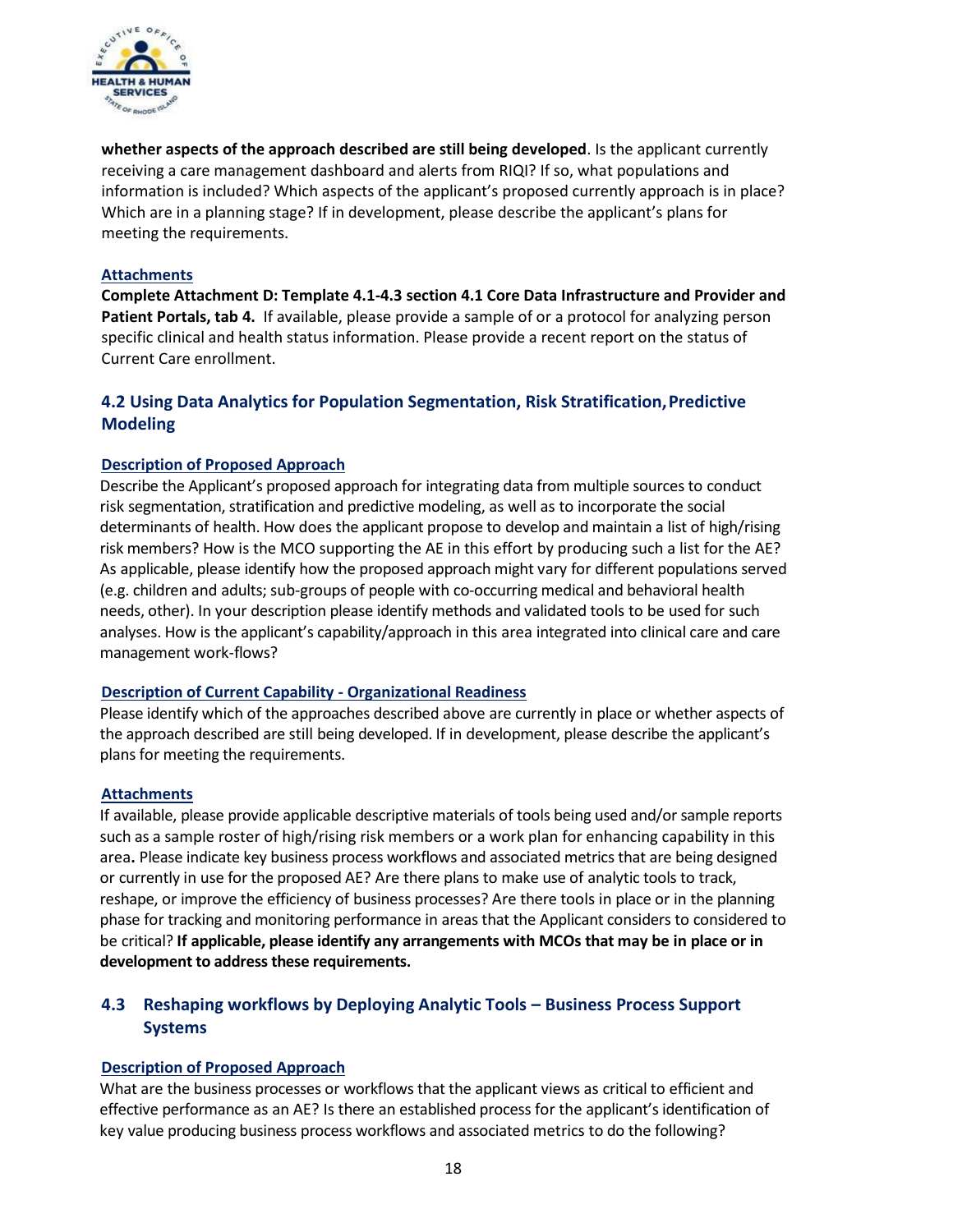**whether aspects of the approach described are still being developed**. Is the applicant currently receiving a care management dashboard and alerts from RIQI? If so, what populations and information is included? Which aspects of the applicant's proposed currently approach is in place? Which are in a planning stage? If in development, please describe the applicant's plans for meeting the requirements.

**Attachments**

**Complete Attachment D: Template 4.1-4.3 section 4.1 Core Data Infrastructure and Provider and Patient Portals, tab 4.** If available, please provide a sample of or a protocol for analyzing person specific clinical and health status information. Please provide a recent report on the status of Current Care enrollment.

## 4.2 Using Data Analytics for Population Segmentation, Risk Stratification, Predictive Modeling

**Description of Proposed Approach**

Describe the Applicant's proposed approach for integrating data from multiple sources to conduct risk segmentation, stratification and predictive modeling, as well as to incorporate the social determinants of health. How does the applicant propose to develop and maintain a list of high/rising risk members? How is the MCO supporting the AE in this effort by producing such a list for the AE? As applicable, please identify how the proposed approach might vary for different populations served (e.g. children and adults; sub-groups of people with co-occurring medical and behavioral health needs, other). In your description please identify methods and validated tools to be used for such analyses. How is the applicant's capability/approach in this area integrated into clinical care and care management work-flows?

**Description of Current Capability - Organizational Readiness**

Please identify which of the approaches described above are currently in place or whether aspects of the approach described are still being developed. If in development, please describe the applicant's plans for meeting the requirements.

**Attachments**

If available, please provide applicable descriptive materials of tools being used and/or sample reports such as a sample roster of high/rising risk members or a work plan for enhancing capability in this area**.** Please indicate key business process workflows and associated metrics that are being designed or currently in use for the proposed AE? Are there plans to make use of analytic tools to track, reshape, or improve the efficiency of business processes? Are there tools in place or in the planning phase for tracking and monitoring performance in areas that the Applicant considers to considered to be critical? **If applicable, please identify any arrangements with MCOs that may be in place or in development to address these requirements.**

## 4.3 Reshaping workflows by Deploying Analytic Tools – Business Process Support Systems

**Description of Proposed Approach**

What are the business processes or workflows that the applicant views as critical to efficient and effective performance as an AE? Is there an established process for the applicant's identification of key value producing business process workflows and associated metrics to do the following?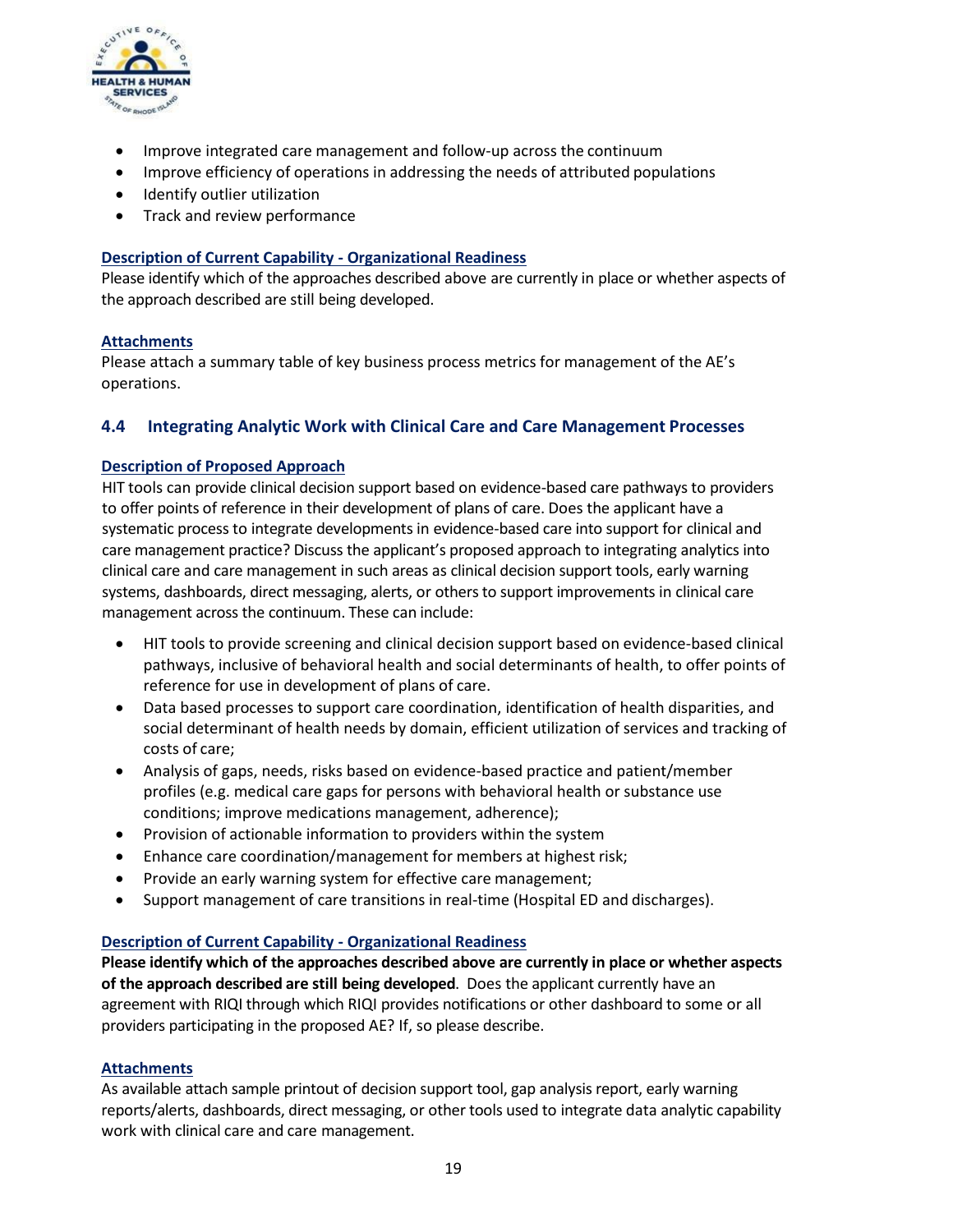- Improve integrated care management and follow-up across the continuum
- Improve efficiency of operations in addressing the needs of attributed populations
- Identify outlier utilization
- Track and review performance

**Description of Current Capability - Organizational Readiness**

Please identify which of the approaches described above are currently in place or whether aspects of the approach described are still being developed.

**Attachments**

Please attach a summary table of key business process metrics for management of the AE's operations.

## 4.4 Integrating Analytic Work with Clinical Care and Care Management Processes

**Description of Proposed Approach**

HIT tools can provide clinical decision support based on evidence-based care pathways to providers to offer points of reference in their development of plans of care. Does the applicant have a systematic process to integrate developments in evidence-based care into support for clinical and care management practice? Discuss the applicant's proposed approach to integrating analytics into clinical care and care management in such areas as clinical decision support tools, early warning systems, dashboards, direct messaging, alerts, or others to support improvements in clinical care management across the continuum. These can include:

- HIT tools to provide screening and clinical decision support based on evidence-based clinical pathways, inclusive of behavioral health and social determinants of health, to offer points of reference for use in development of plans of care.
- Data based processes to support care coordination, identification of health disparities, and social determinant of health needs by domain, efficient utilization of services and tracking of costs of care;
- Analysis of gaps, needs, risks based on evidence-based practice and patient/member profiles (e.g. medical care gaps for persons with behavioral health or substance use conditions; improve medications management, adherence);
- Provision of actionable information to providers within the system
- Enhance care coordination/management for members at highest risk;
- Provide an early warning system for effective care management;
- Support management of care transitions in real-time (Hospital ED and discharges).

**Description of Current Capability - Organizational Readiness**

**Please identify which of the approaches described above are currently in place or whether aspects of the approach described are still being developed**. Does the applicant currently have an agreement with RIQI through which RIQI provides notifications or other dashboard to some or all providers participating in the proposed AE? If, so please describe.

**Attachments**

As available attach sample printout of decision support tool, gap analysis report, early warning reports/alerts, dashboards, direct messaging, or other tools used to integrate data analytic capability work with clinical care and care management.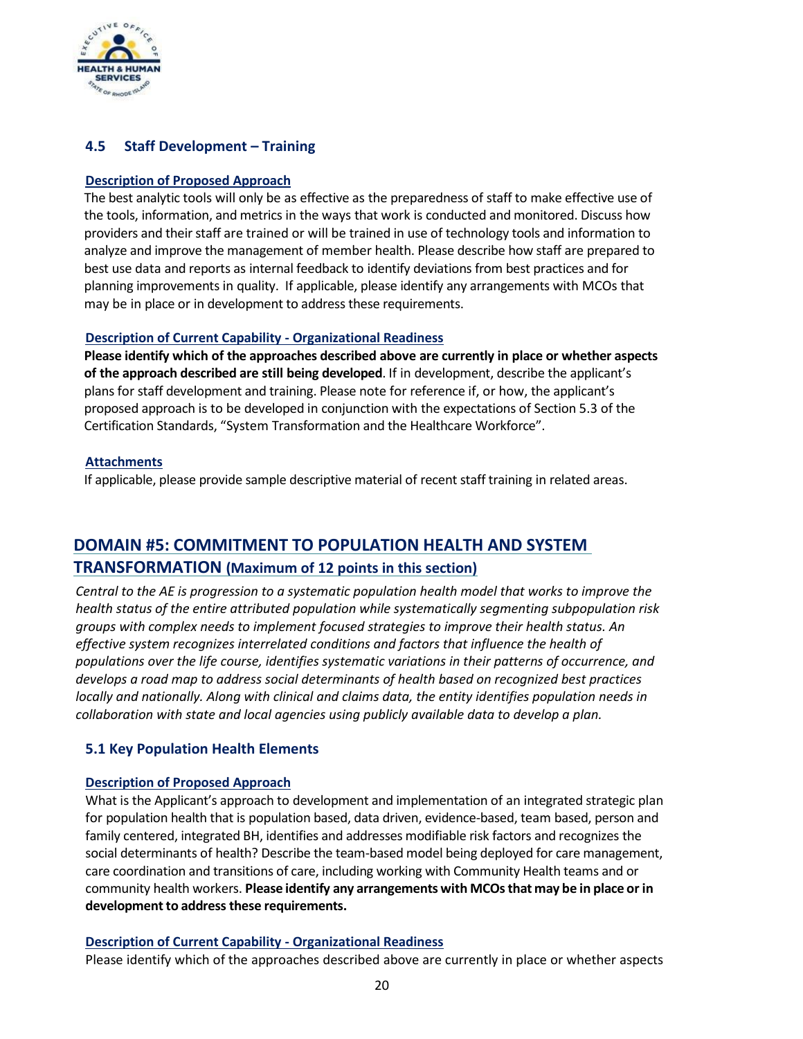### 4.5 Staff Development – Training

**Description of Proposed Approach**

The best analytic tools will only be as effective as the preparedness of staff to make effective use of the tools, information, and metrics in the ways that work is conducted and monitored. Discuss how providers and their staff are trained or will be trained in use of technology tools and information to analyze and improve the management of member health. Please describe how staff are prepared to best use data and reports as internal feedback to identify deviations from best practices and for planning improvements in quality. If applicable, please identify any arrangements with MCOs that may be in place or in development to address these requirements.

**Description of Current Capability - Organizational Readiness**

**Please identify which of the approaches described above are currently in place or whether aspects of the approach described are still being developed**. If in development, describe the applicant's plans for staff development and training. Please note for reference if, or how, the applicant's proposed approach is to be developed in conjunction with the expectations of Section 5.3 of the Certification Standards, "System Transformation and the Healthcare Workforce".

**Attachments**

If applicable, please provide sample descriptive material of recent staff training in related areas.

## DOMAIN #5: COMMITMENT TO POPULATION HEALTH AND SYSTEM TRANSFORMATION (Maximum of 12 points in this section)

*Central to the AE is progression to a systematic population health model that works to improve the health status of the entire attributed population while systematically segmenting subpopulation risk groups with complex needs to implement focused strategies to improve their health status. An effective system recognizes interrelated conditions and factors that influence the health of populations over the life course, identifies systematic variations in their patterns of occurrence, and develops a road map to address social determinants of health based on recognized best practices locally and nationally. Along with clinical and claims data, the entity identifies population needs in collaboration with state and local agencies using publicly available data to develop a plan.*

### 5.1 Key Population Health Elements

**Description of Proposed Approach**

What is the Applicant's approach to development and implementation of an integrated strategic plan for population health that is population based, data driven, evidence-based, team based, person and family centered, integrated BH, identifies and addresses modifiable risk factors and recognizes the social determinants of health? Describe the team-based model being deployed for care management, care coordination and transitions of care, including working with Community Health teams and or community health workers. **Please identify any arrangements with MCOs that may be in place or in development to address these requirements.**

**Description of Current Capability - Organizational Readiness**

Please identify which of the approaches described above are currently in place or whether aspects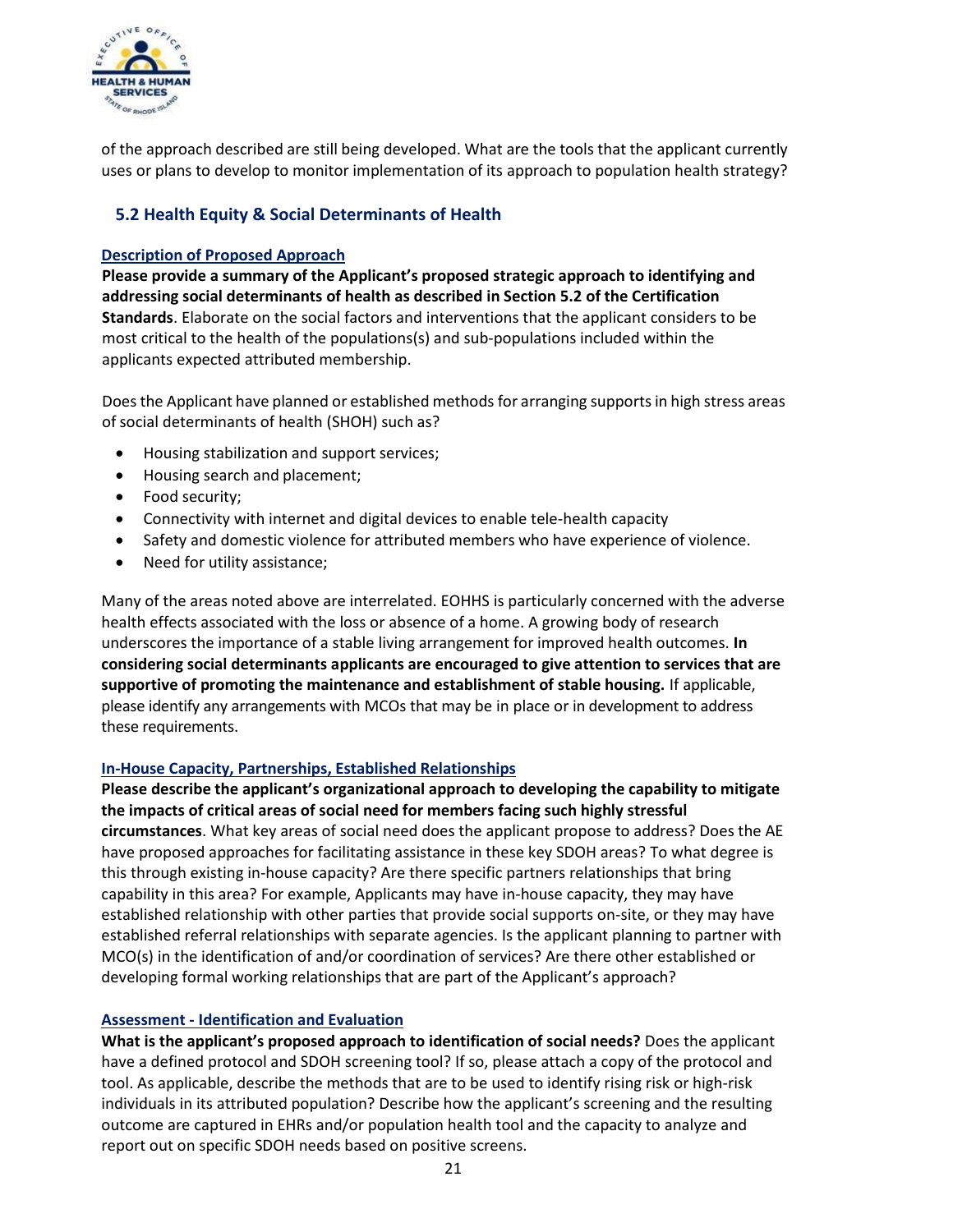of the approach described are still being developed. What are the tools that the applicant currently uses or plans to develop to monitor implementation of its approach to population health strategy?

## 5.2 Health Equity & Social Determinants of Health

**Description of Proposed Approach**

**Please provide a summary of the Applicant's proposed strategic approach to identifying and addressing social determinants of health as described in Section 5.2 of the Certification Standards**. Elaborate on the social factors and interventions that the applicant considers to be most critical to the health of the populations(s) and sub-populations included within the applicants expected attributed membership.

Does the Applicant have planned or established methods for arranging supports in high stress areas of social determinants of health (SHOH) such as?

- Housing stabilization and support services;
- Housing search and placement;
- Food security;
- Connectivity with internet and digital devices to enable tele-health capacity
- Safety and domestic violence for attributed members who have experience of violence.
- Need for utility assistance;

Many of the areas noted above are interrelated. EOHHS is particularly concerned with the adverse health effects associated with the loss or absence of a home. A growing body of research underscores the importance of a stable living arrangement for improved health outcomes. **In considering social determinants applicants are encouraged to give attention to services that are supportive of promoting the maintenance and establishment of stable housing.** If applicable, please identify any arrangements with MCOs that may be in place or in development to address these requirements.

**In-House Capacity, Partnerships, Established Relationships**

**Please describe the applicant's organizational approach to developing the capability to mitigate the impacts of critical areas of social need for members facing such highly stressful circumstances**. What key areas of social need does the applicant propose to address? Does the AE have proposed approaches for facilitating assistance in these key SDOH areas? To what degree is this through existing in-house capacity? Are there specific partners relationships that bring capability in this area? For example, Applicants may have in-house capacity, they may have established relationship with other parties that provide social supports on-site, or they may have established referral relationships with separate agencies. Is the applicant planning to partner with MCO(s) in the identification of and/or coordination of services? Are there other established or developing formal working relationships that are part of the Applicant's approach?

**Assessment - Identification and Evaluation**

**What is the applicant's proposed approach to identification of social needs?** Does the applicant have a defined protocol and SDOH screening tool? If so, please attach a copy of the protocol and tool. As applicable, describe the methods that are to be used to identify rising risk or high-risk individuals in its attributed population? Describe how the applicant's screening and the resulting outcome are captured in EHRs and/or population health tool and the capacity to analyze and report out on specific SDOH needs based on positive screens.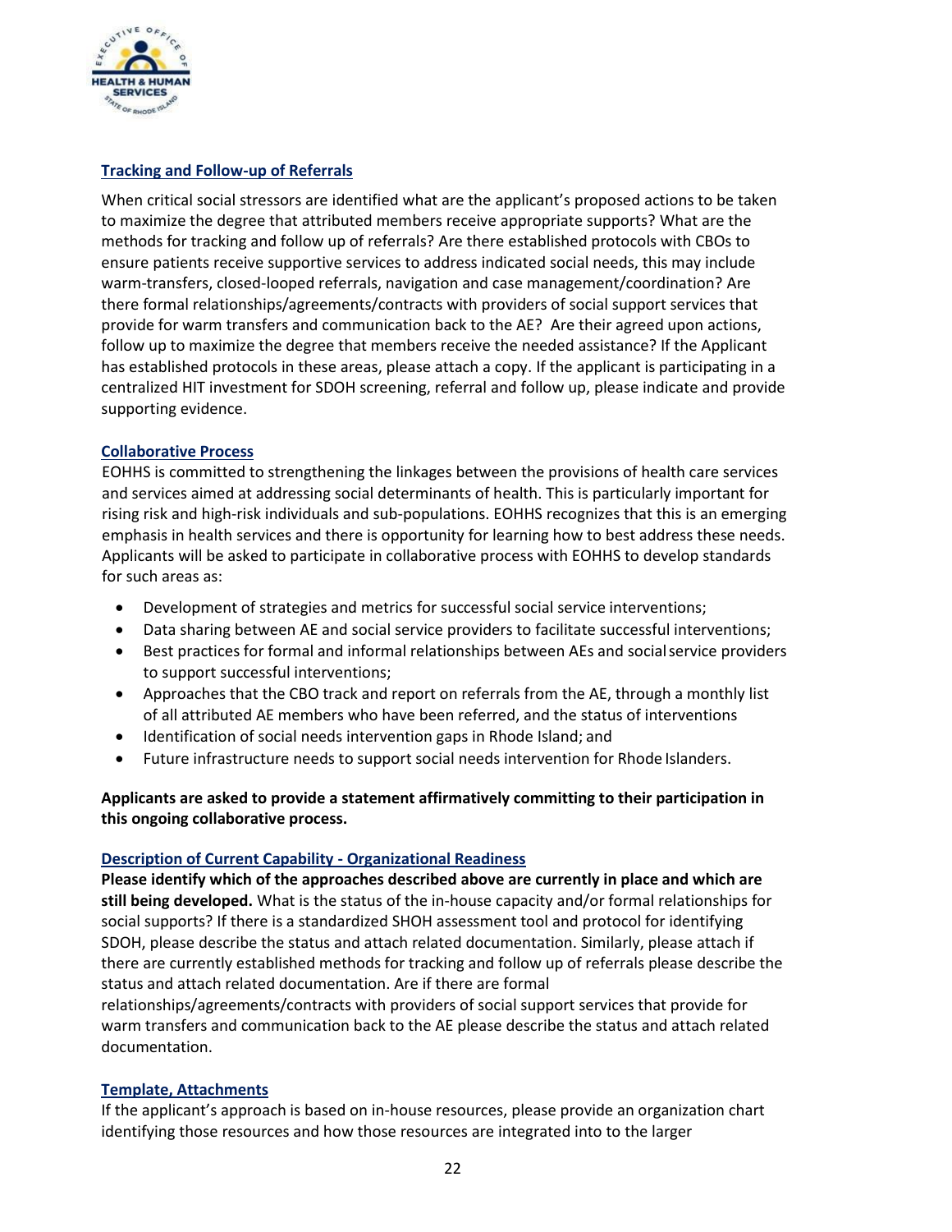### Tracking and Follow-up of Referrals

When critical social stressors are identified what are the applicant's proposed actions to be taken to maximize the degree that attributed members receive appropriate supports? What are the methods for tracking and follow up of referrals? Are there established protocols with CBOs to ensure patients receive supportive services to address indicated social needs, this may include warm-transfers, closed-looped referrals, navigation and case management/coordination? Are there formal relationships/agreements/contracts with providers of social support services that provide for warm transfers and communication back to the AE? Are their agreed upon actions, follow up to maximize the degree that members receive the needed assistance? If the Applicant has established protocols in these areas, please attach a copy. If the applicant is participating in a centralized HIT investment for SDOH screening, referral and follow up, please indicate and provide supporting evidence.

### Collaborative Process

EOHHS is committed to strengthening the linkages between the provisions of health care services and services aimed at addressing social determinants of health. This is particularly important for rising risk and high-risk individuals and sub-populations. EOHHS recognizes that this is an emerging emphasis in health services and there is opportunity for learning how to best address these needs. Applicants will be asked to participate in collaborative process with EOHHS to develop standards for such areas as:

- Development of strategies and metrics for successful social service interventions;
- Data sharing between AE and social service providers to facilitate successful interventions;
- Best practices for formal and informal relationships between AEs and social service providers to support successful interventions;
- Approaches that the CBO track and report on referrals from the AE, through a monthly list of all attributed AE members who have been referred, and the status of interventions
- Identification of social needs intervention gaps in Rhode Island; and
- Future infrastructure needs to support social needs intervention for Rhode Islanders.

**Applicants are asked to provide a statement affirmatively committing to their participation in this ongoing collaborative process.**

### Description of Current Capability - Organizational Readiness

**Please identify which of the approaches described above are currently in place and which are still being developed.** What is the status of the in-house capacity and/or formal relationships for social supports? If there is a standardized SHOH assessment tool and protocol for identifying SDOH, please describe the status and attach related documentation. Similarly, please attach if there are currently established methods for tracking and follow up of referrals please describe the status and attach related documentation. Are if there are formal relationships/agreements/contracts with providers of social support services that provide for warm transfers and communication back to the AE please describe the status and attach related documentation.

### Template, Attachments

If the applicant's approach is based on in-house resources, please provide an organization chart identifying those resources and how those resources are integrated into to the larger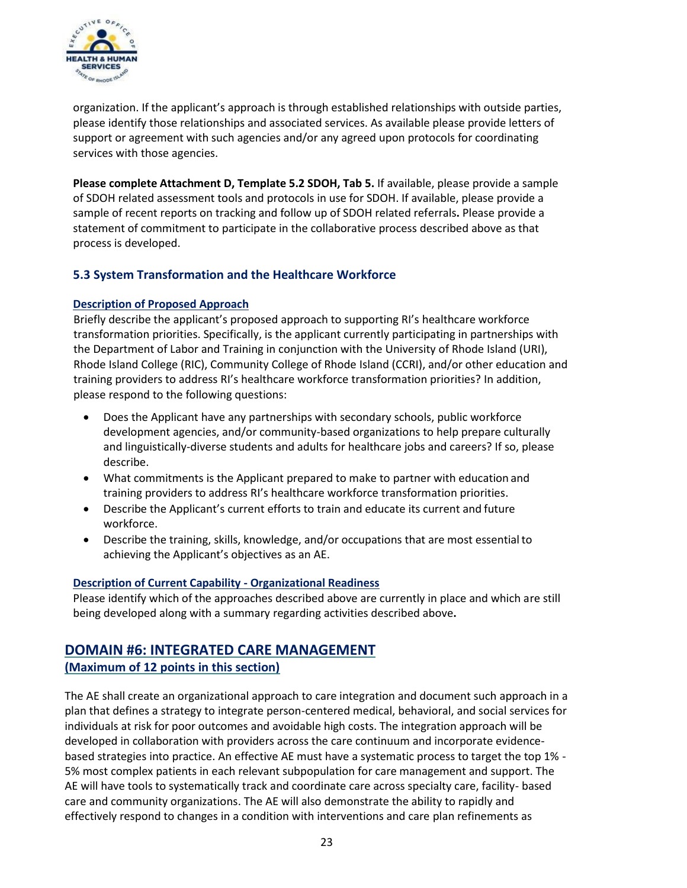organization. If the applicant's approach is through established relationships with outside parties, please identify those relationships and associated services. As available please provide letters of support or agreement with such agencies and/or any agreed upon protocols for coordinating services with those agencies.

**Please complete Attachment D, Template 5.2 SDOH, Tab 5.** If available, please provide a sample of SDOH related assessment tools and protocols in use for SDOH. If available, please provide a sample of recent reports on tracking and follow up of SDOH related referrals**.** Please provide a statement of commitment to participate in the collaborative process described above as that process is developed.

### 5.3 System Transformation and the Healthcare Workforce

**Description of Proposed Approach**

Briefly describe the applicant's proposed approach to supporting RI's healthcare workforce transformation priorities. Specifically, is the applicant currently participating in partnerships with the Department of Labor and Training in conjunction with the University of Rhode Island (URI), Rhode Island College (RIC), Community College of Rhode Island (CCRI), and/or other education and training providers to address RI's healthcare workforce transformation priorities? In addition, please respond to the following questions:

- Does the Applicant have any partnerships with secondary schools, public workforce development agencies, and/or community-based organizations to help prepare culturally and linguistically-diverse students and adults for healthcare jobs and careers? If so, please describe.
- What commitments is the Applicant prepared to make to partner with education and training providers to address RI's healthcare workforce transformation priorities.
- Describe the Applicant's current efforts to train and educate its current and future workforce.
- Describe the training, skills, knowledge, and/or occupations that are most essential to achieving the Applicant's objectives as an AE.

**Description of Current Capability - Organizational Readiness**

Please identify which of the approaches described above are currently in place and which are still being developed along with a summary regarding activities described above**.**

## DOMAIN #6: INTEGRATED CARE MANAGEMENT

**(Maximum of 12 points in this section)**

The AE shall create an organizational approach to care integration and document such approach in a plan that defines a strategy to integrate person-centered medical, behavioral, and social services for individuals at risk for poor outcomes and avoidable high costs. The integration approach will be developed in collaboration with providers across the care continuum and incorporate evidence-based strategies into practice. An effective AE must have a systematic process to target the top 1% - 5% most complex patients in each relevant subpopulation for care management and support. The AE will have tools to systematically track and coordinate care across specialty care, facility- based care and community organizations. The AE will also demonstrate the ability to rapidly and effectively respond to changes in a condition with interventions and care plan refinements as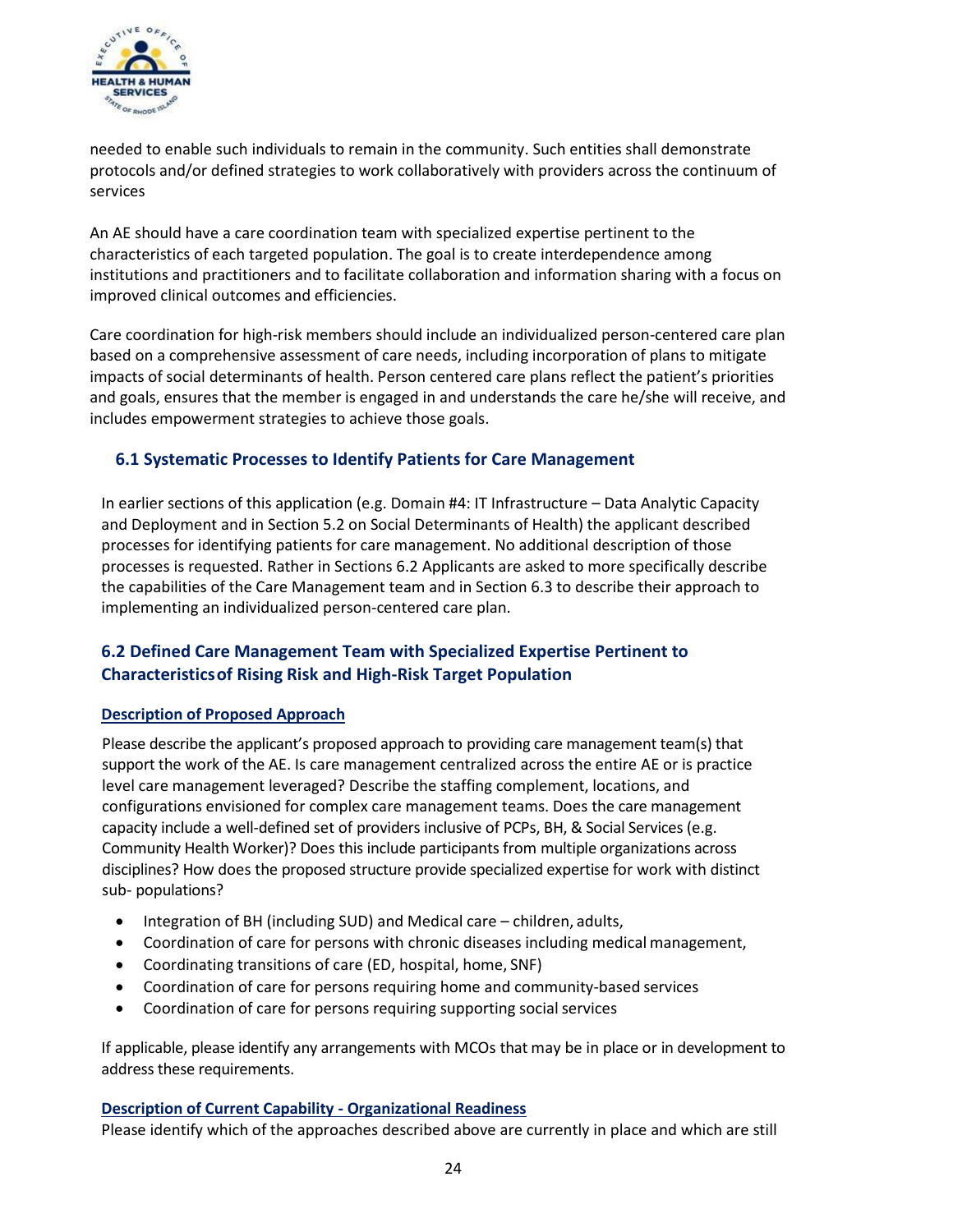needed to enable such individuals to remain in the community. Such entities shall demonstrate protocols and/or defined strategies to work collaboratively with providers across the continuum of services

An AE should have a care coordination team with specialized expertise pertinent to the characteristics of each targeted population. The goal is to create interdependence among institutions and practitioners and to facilitate collaboration and information sharing with a focus on improved clinical outcomes and efficiencies.

Care coordination for high-risk members should include an individualized person-centered care plan based on a comprehensive assessment of care needs, including incorporation of plans to mitigate impacts of social determinants of health. Person centered care plans reflect the patient's priorities and goals, ensures that the member is engaged in and understands the care he/she will receive, and includes empowerment strategies to achieve those goals.

### 6.1 Systematic Processes to Identify Patients for Care Management

In earlier sections of this application (e.g. Domain #4: IT Infrastructure – Data Analytic Capacity and Deployment and in Section 5.2 on Social Determinants of Health) the applicant described processes for identifying patients for care management. No additional description of those processes is requested. Rather in Sections 6.2 Applicants are asked to more specifically describe the capabilities of the Care Management team and in Section 6.3 to describe their approach to implementing an individualized person-centered care plan.

### 6.2 Defined Care Management Team with Specialized Expertise Pertinent to Characteristics of Rising Risk and High-Risk Target Population

**Description of Proposed Approach**

Please describe the applicant's proposed approach to providing care management team(s) that support the work of the AE. Is care management centralized across the entire AE or is practice level care management leveraged? Describe the staffing complement, locations, and configurations envisioned for complex care management teams. Does the care management capacity include a well-defined set of providers inclusive of PCPs, BH, & Social Services (e.g. Community Health Worker)? Does this include participants from multiple organizations across disciplines? How does the proposed structure provide specialized expertise for work with distinct sub- populations?

- Integration of BH (including SUD) and Medical care – children, adults,
- Coordination of care for persons with chronic diseases including medical management,
- Coordinating transitions of care (ED, hospital, home, SNF)
- Coordination of care for persons requiring home and community-based services
- Coordination of care for persons requiring supporting social services

If applicable, please identify any arrangements with MCOs that may be in place or in development to address these requirements.

**Description of Current Capability - Organizational Readiness**

Please identify which of the approaches described above are currently in place and which are still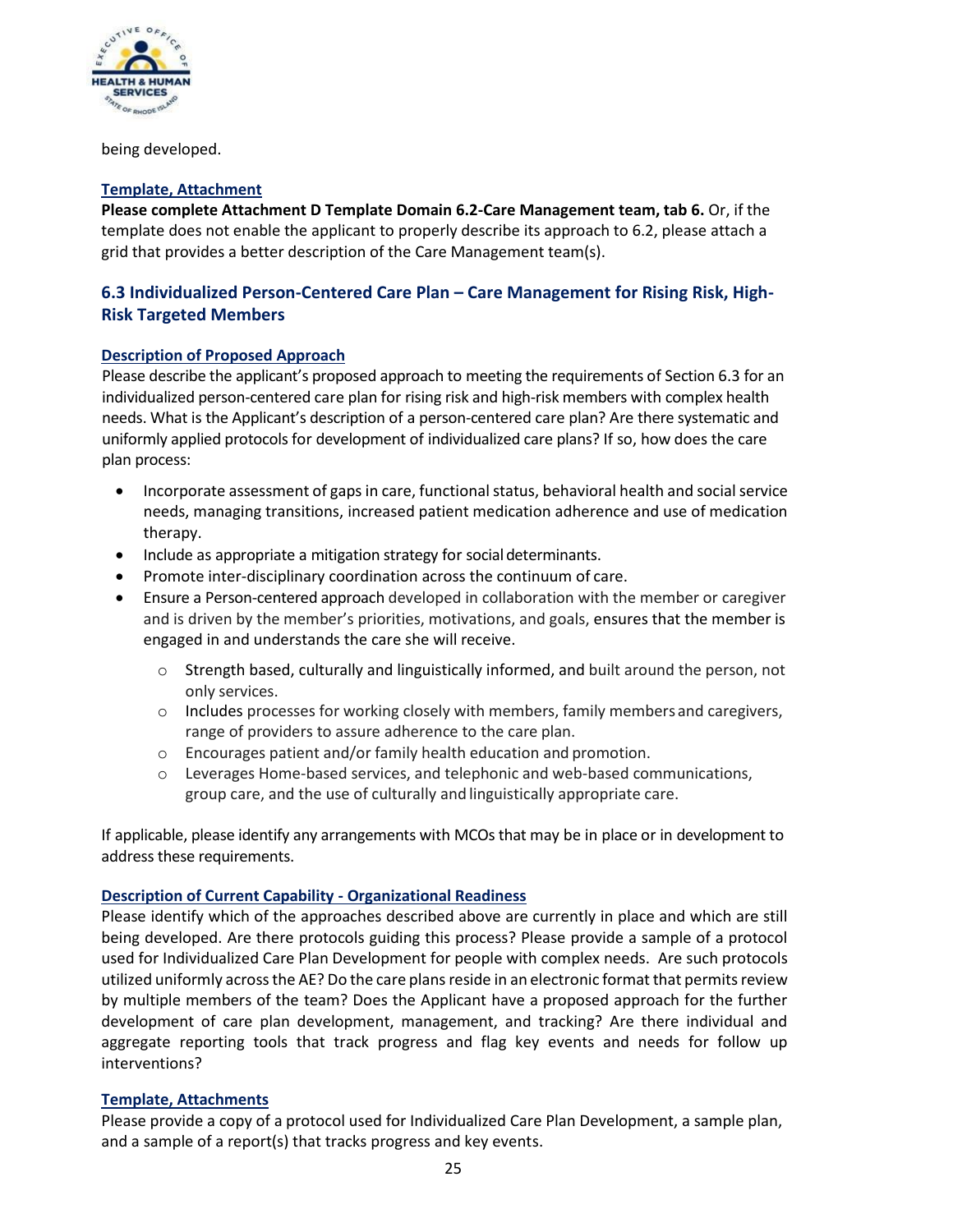being developed.

**Template, Attachment**

**Please complete Attachment D Template Domain 6.2-Care Management team, tab 6.** Or, if the template does not enable the applicant to properly describe its approach to 6.2, please attach a grid that provides a better description of the Care Management team(s).

## 6.3 Individualized Person-Centered Care Plan – Care Management for Rising Risk, High-Risk Targeted Members

**Description of Proposed Approach**

Please describe the applicant's proposed approach to meeting the requirements of Section 6.3 for an individualized person-centered care plan for rising risk and high-risk members with complex health needs. What is the Applicant's description of a person-centered care plan? Are there systematic and uniformly applied protocols for development of individualized care plans? If so, how does the care plan process:

- Incorporate assessment of gaps in care, functional status, behavioral health and social service needs, managing transitions, increased patient medication adherence and use of medication therapy.
- Include as appropriate a mitigation strategy for social determinants.
- Promote inter-disciplinary coordination across the continuum of care.
- Ensure a Person-centered approach developed in collaboration with the member or caregiver and is driven by the member's priorities, motivations, and goals, ensures that the member is engaged in and understands the care she will receive.
    - Strength based, culturally and linguistically informed, and built around the person, not only services.
    - Includes processes for working closely with members, family members and caregivers, range of providers to assure adherence to the care plan.
    - Encourages patient and/or family health education and promotion.
    - Leverages Home-based services, and telephonic and web-based communications, group care, and the use of culturally and linguistically appropriate care.

If applicable, please identify any arrangements with MCOs that may be in place or in development to address these requirements.

**Description of Current Capability - Organizational Readiness**

Please identify which of the approaches described above are currently in place and which are still being developed. Are there protocols guiding this process? Please provide a sample of a protocol used for Individualized Care Plan Development for people with complex needs. Are such protocols utilized uniformly across the AE? Do the care plans reside in an electronic format that permits review by multiple members of the team? Does the Applicant have a proposed approach for the further development of care plan development, management, and tracking? Are there individual and aggregate reporting tools that track progress and flag key events and needs for follow up interventions?

**Template, Attachments**

Please provide a copy of a protocol used for Individualized Care Plan Development, a sample plan, and a sample of a report(s) that tracks progress and key events.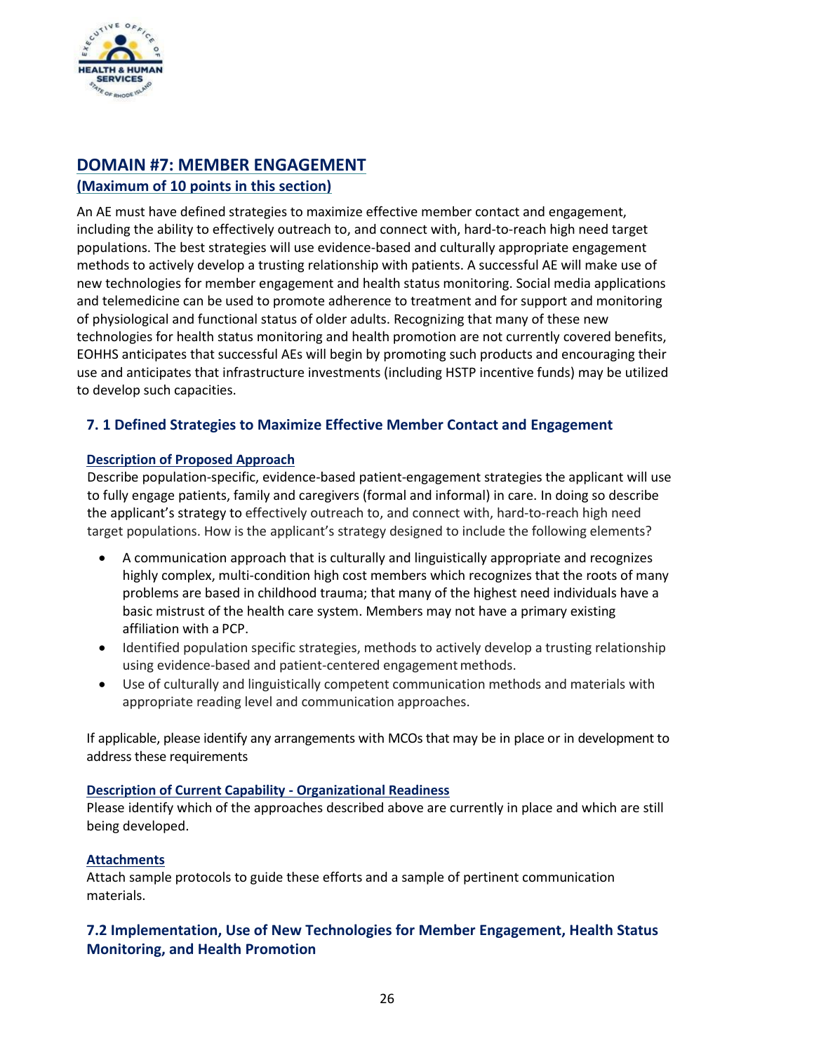## DOMAIN #7: MEMBER ENGAGEMENT

**(Maximum of 10 points in this section)**

An AE must have defined strategies to maximize effective member contact and engagement, including the ability to effectively outreach to, and connect with, hard-to-reach high need target populations. The best strategies will use evidence-based and culturally appropriate engagement methods to actively develop a trusting relationship with patients. A successful AE will make use of new technologies for member engagement and health status monitoring. Social media applications and telemedicine can be used to promote adherence to treatment and for support and monitoring of physiological and functional status of older adults. Recognizing that many of these new technologies for health status monitoring and health promotion are not currently covered benefits, EOHHS anticipates that successful AEs will begin by promoting such products and encouraging their use and anticipates that infrastructure investments (including HSTP incentive funds) may be utilized to develop such capacities.

### 7. 1 Defined Strategies to Maximize Effective Member Contact and Engagement

**Description of Proposed Approach**

Describe population-specific, evidence-based patient-engagement strategies the applicant will use to fully engage patients, family and caregivers (formal and informal) in care. In doing so describe the applicant's strategy to effectively outreach to, and connect with, hard-to-reach high need target populations. How is the applicant's strategy designed to include the following elements?

- A communication approach that is culturally and linguistically appropriate and recognizes highly complex, multi-condition high cost members which recognizes that the roots of many problems are based in childhood trauma; that many of the highest need individuals have a basic mistrust of the health care system. Members may not have a primary existing affiliation with a PCP.
- Identified population specific strategies, methods to actively develop a trusting relationship using evidence-based and patient-centered engagement methods.
- Use of culturally and linguistically competent communication methods and materials with appropriate reading level and communication approaches.

If applicable, please identify any arrangements with MCOs that may be in place or in development to address these requirements

**Description of Current Capability - Organizational Readiness**

Please identify which of the approaches described above are currently in place and which are still being developed.

**Attachments**

Attach sample protocols to guide these efforts and a sample of pertinent communication materials.

### 7.2 Implementation, Use of New Technologies for Member Engagement, Health Status Monitoring, and Health Promotion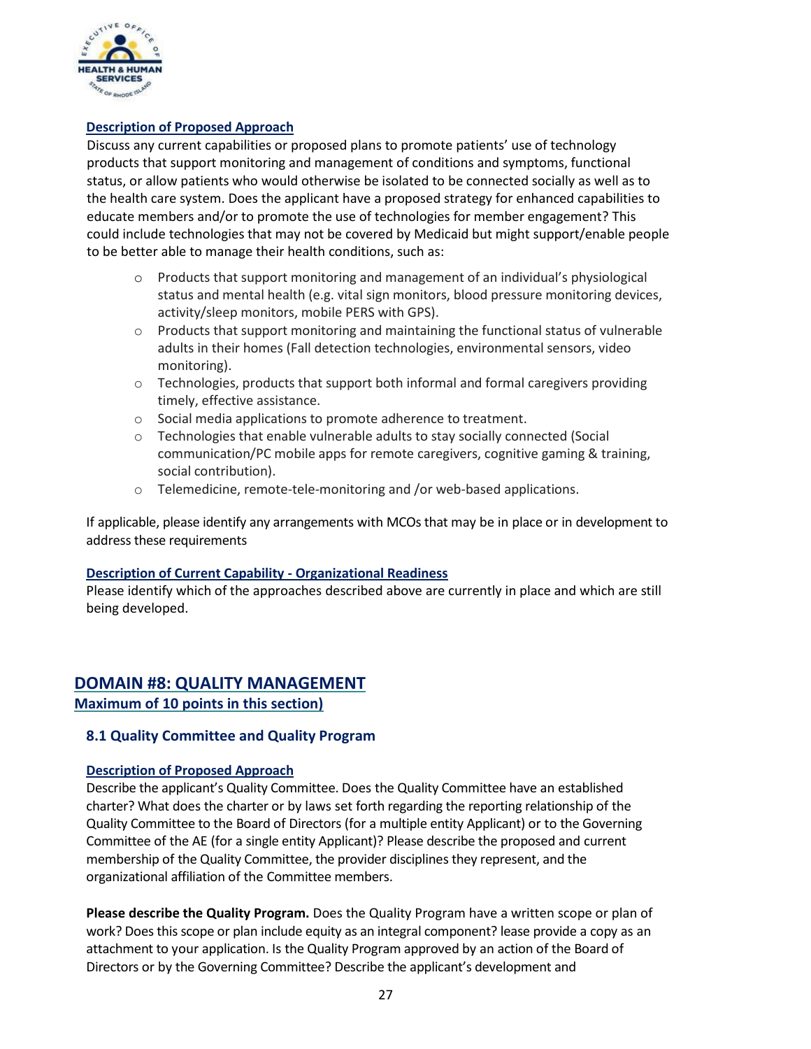**Description of Proposed Approach**

Discuss any current capabilities or proposed plans to promote patients' use of technology products that support monitoring and management of conditions and symptoms, functional status, or allow patients who would otherwise be isolated to be connected socially as well as to the health care system. Does the applicant have a proposed strategy for enhanced capabilities to educate members and/or to promote the use of technologies for member engagement? This could include technologies that may not be covered by Medicaid but might support/enable people to be better able to manage their health conditions, such as:

- Products that support monitoring and management of an individual's physiological status and mental health (e.g. vital sign monitors, blood pressure monitoring devices, activity/sleep monitors, mobile PERS with GPS).
- Products that support monitoring and maintaining the functional status of vulnerable adults in their homes (Fall detection technologies, environmental sensors, video monitoring).
- Technologies, products that support both informal and formal caregivers providing timely, effective assistance.
- Social media applications to promote adherence to treatment.
- Technologies that enable vulnerable adults to stay socially connected (Social communication/PC mobile apps for remote caregivers, cognitive gaming & training, social contribution).
- Telemedicine, remote-tele-monitoring and /or web-based applications.

If applicable, please identify any arrangements with MCOs that may be in place or in development to address these requirements

**Description of Current Capability - Organizational Readiness**

Please identify which of the approaches described above are currently in place and which are still being developed.

## DOMAIN #8: QUALITY MANAGEMENT

**Maximum of 10 points in this section)**

### 8.1 Quality Committee and Quality Program

**Description of Proposed Approach**

Describe the applicant's Quality Committee. Does the Quality Committee have an established charter? What does the charter or by laws set forth regarding the reporting relationship of the Quality Committee to the Board of Directors (for a multiple entity Applicant) or to the Governing Committee of the AE (for a single entity Applicant)? Please describe the proposed and current membership of the Quality Committee, the provider disciplines they represent, and the organizational affiliation of the Committee members.

**Please describe the Quality Program.** Does the Quality Program have a written scope or plan of work? Does this scope or plan include equity as an integral component? lease provide a copy as an attachment to your application. Is the Quality Program approved by an action of the Board of Directors or by the Governing Committee? Describe the applicant's development and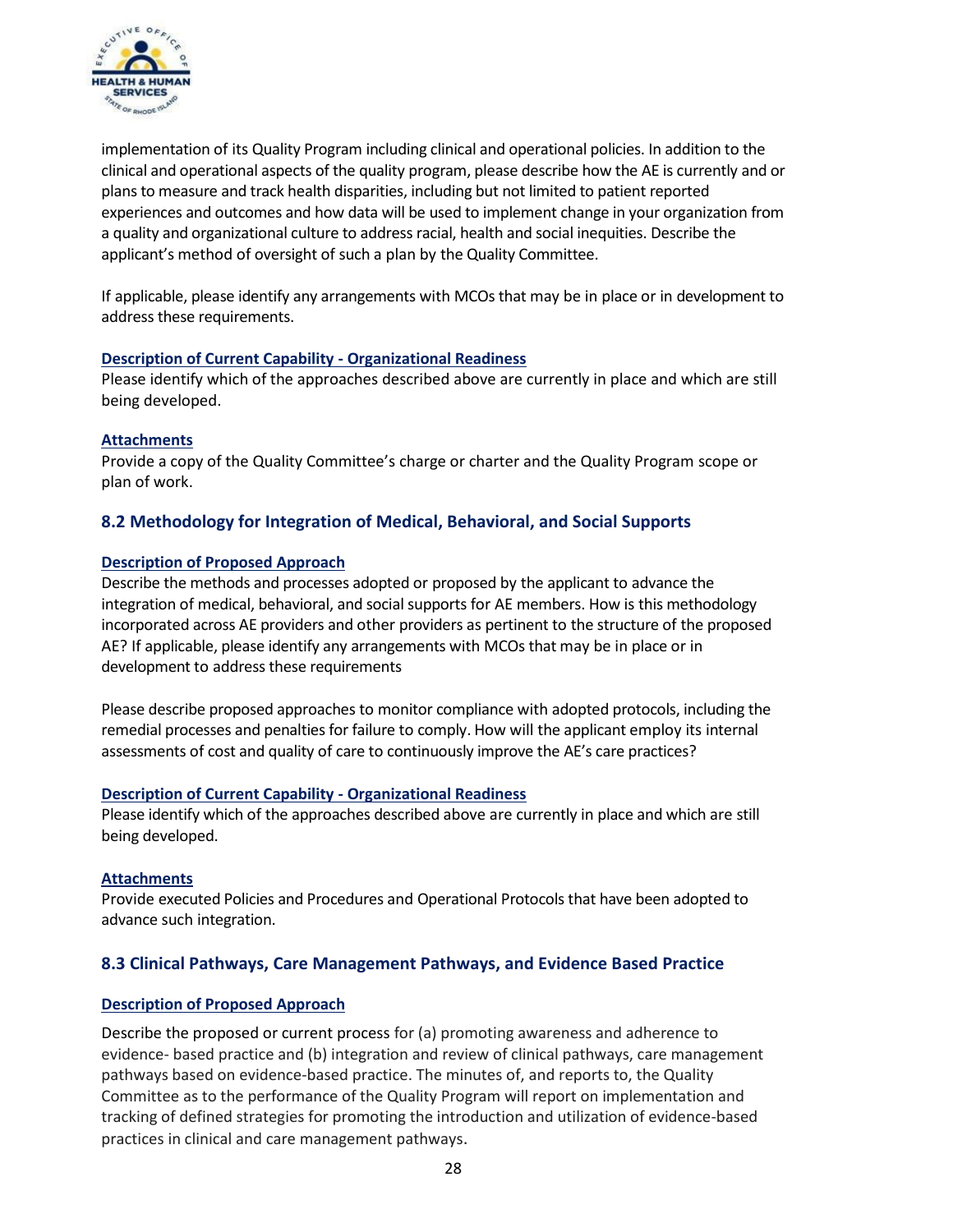implementation of its Quality Program including clinical and operational policies. In addition to the clinical and operational aspects of the quality program, please describe how the AE is currently and or plans to measure and track health disparities, including but not limited to patient reported experiences and outcomes and how data will be used to implement change in your organization from a quality and organizational culture to address racial, health and social inequities. Describe the applicant's method of oversight of such a plan by the Quality Committee.

If applicable, please identify any arrangements with MCOs that may be in place or in development to address these requirements.

**Description of Current Capability - Organizational Readiness**

Please identify which of the approaches described above are currently in place and which are still being developed.

**Attachments**

Provide a copy of the Quality Committee's charge or charter and the Quality Program scope or plan of work.

### 8.2 Methodology for Integration of Medical, Behavioral, and Social Supports

**Description of Proposed Approach**

Describe the methods and processes adopted or proposed by the applicant to advance the integration of medical, behavioral, and social supports for AE members. How is this methodology incorporated across AE providers and other providers as pertinent to the structure of the proposed AE? If applicable, please identify any arrangements with MCOs that may be in place or in development to address these requirements

Please describe proposed approaches to monitor compliance with adopted protocols, including the remedial processes and penalties for failure to comply. How will the applicant employ its internal assessments of cost and quality of care to continuously improve the AE's care practices?

**Description of Current Capability - Organizational Readiness**

Please identify which of the approaches described above are currently in place and which are still being developed.

**Attachments**

Provide executed Policies and Procedures and Operational Protocols that have been adopted to advance such integration.

### 8.3 Clinical Pathways, Care Management Pathways, and Evidence Based Practice

**Description of Proposed Approach**

Describe the proposed or current process for (a) promoting awareness and adherence to evidence- based practice and (b) integration and review of clinical pathways, care management pathways based on evidence-based practice. The minutes of, and reports to, the Quality Committee as to the performance of the Quality Program will report on implementation and tracking of defined strategies for promoting the introduction and utilization of evidence-based practices in clinical and care management pathways.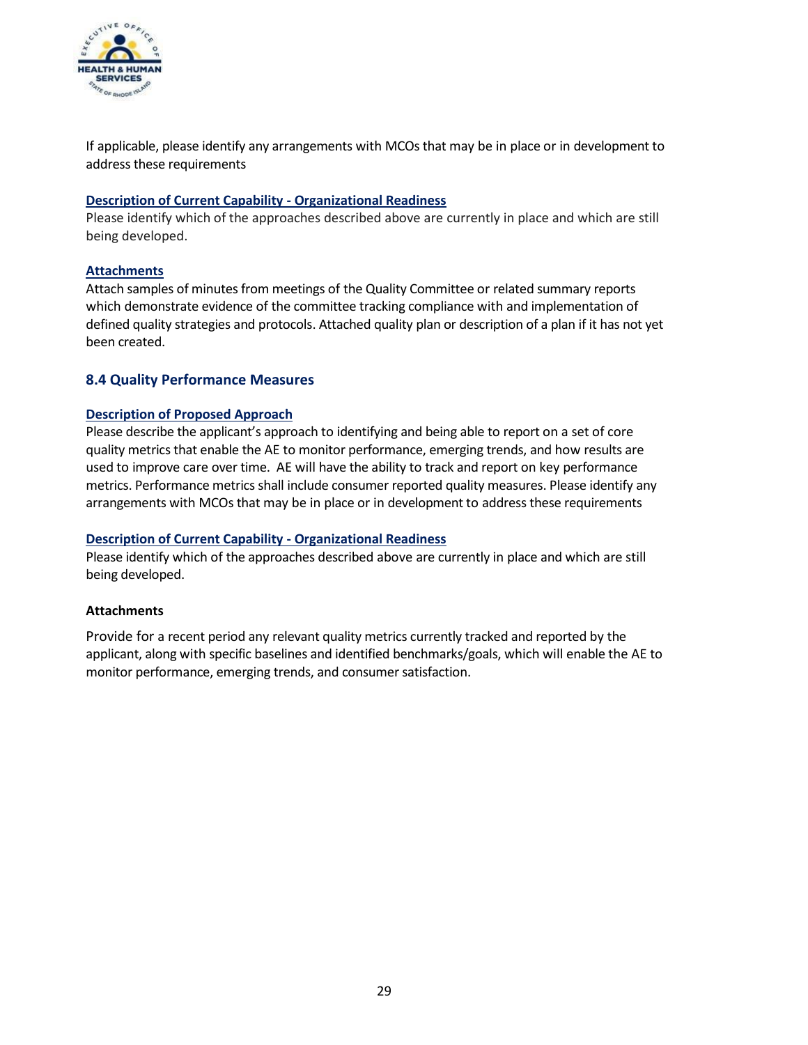If applicable, please identify any arrangements with MCOs that may be in place or in development to address these requirements

**Description of Current Capability - Organizational Readiness**

Please identify which of the approaches described above are currently in place and which are still being developed.

**Attachments**

Attach samples of minutes from meetings of the Quality Committee or related summary reports which demonstrate evidence of the committee tracking compliance with and implementation of defined quality strategies and protocols. Attached quality plan or description of a plan if it has not yet been created.

### 8.4 Quality Performance Measures

**Description of Proposed Approach**

Please describe the applicant's approach to identifying and being able to report on a set of core quality metrics that enable the AE to monitor performance, emerging trends, and how results are used to improve care over time. AE will have the ability to track and report on key performance metrics. Performance metrics shall include consumer reported quality measures. Please identify any arrangements with MCOs that may be in place or in development to address these requirements

**Description of Current Capability - Organizational Readiness**

Please identify which of the approaches described above are currently in place and which are still being developed.

**Attachments**

Provide for a recent period any relevant quality metrics currently tracked and reported by the applicant, along with specific baselines and identified benchmarks/goals, which will enable the AE to monitor performance, emerging trends, and consumer satisfaction.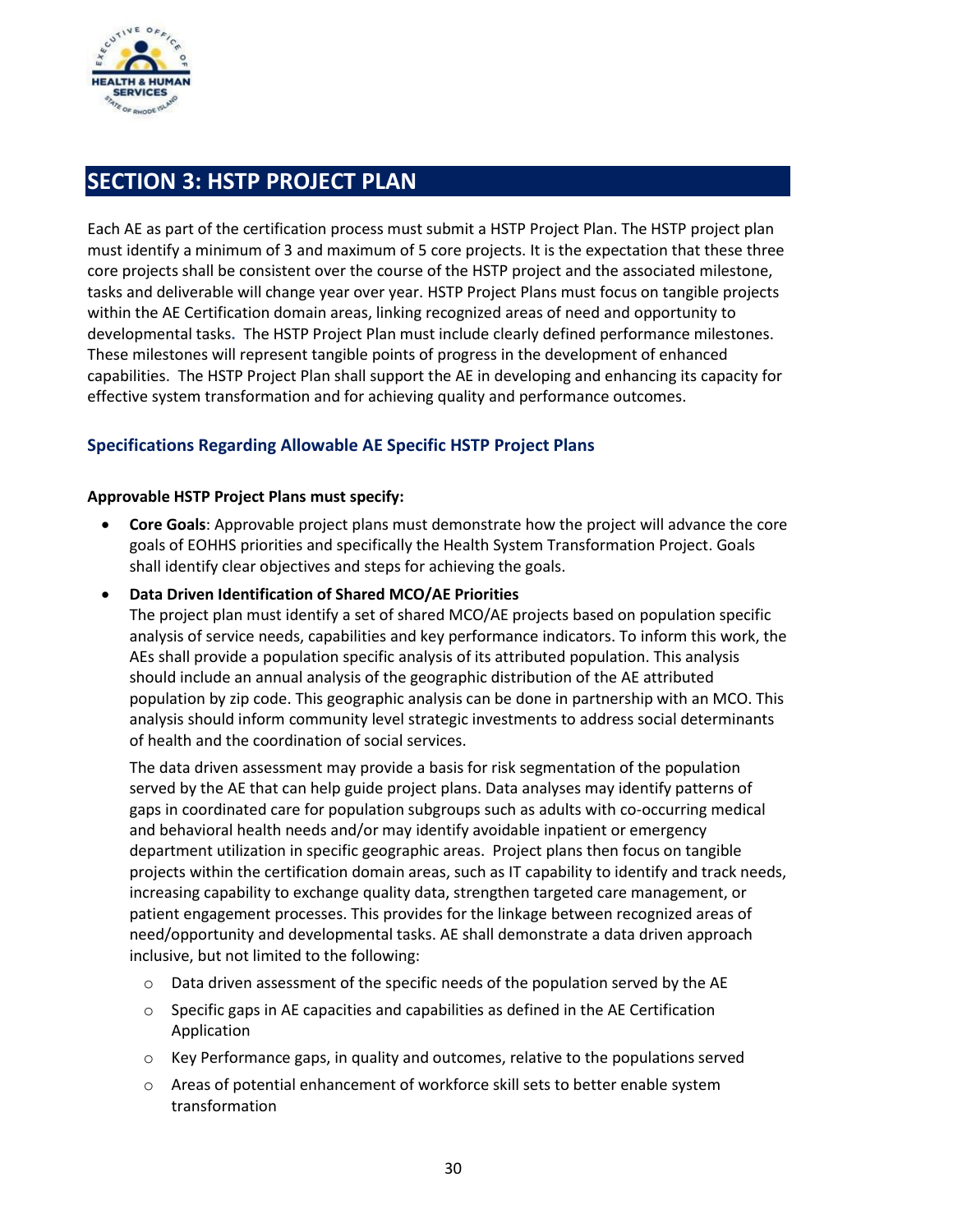## SECTION 3: HSTP PROJECT PLAN

Each AE as part of the certification process must submit a HSTP Project Plan. The HSTP project plan must identify a minimum of 3 and maximum of 5 core projects. It is the expectation that these three core projects shall be consistent over the course of the HSTP project and the associated milestone, tasks and deliverable will change year over year. HSTP Project Plans must focus on tangible projects within the AE Certification domain areas, linking recognized areas of need and opportunity to developmental tasks. The HSTP Project Plan must include clearly defined performance milestones. These milestones will represent tangible points of progress in the development of enhanced capabilities. The HSTP Project Plan shall support the AE in developing and enhancing its capacity for effective system transformation and for achieving quality and performance outcomes.

### Specifications Regarding Allowable AE Specific HSTP Project Plans

**Approvable HSTP Project Plans must specify:**

- **Core Goals**: Approvable project plans must demonstrate how the project will advance the core goals of EOHHS priorities and specifically the Health System Transformation Project. Goals shall identify clear objectives and steps for achieving the goals.
- **Data Driven Identification of Shared MCO/AE Priorities**
  
  The project plan must identify a set of shared MCO/AE projects based on population specific analysis of service needs, capabilities and key performance indicators. To inform this work, the AEs shall provide a population specific analysis of its attributed population. This analysis should include an annual analysis of the geographic distribution of the AE attributed population by zip code. This geographic analysis can be done in partnership with an MCO. This analysis should inform community level strategic investments to address social determinants of health and the coordination of social services.

  The data driven assessment may provide a basis for risk segmentation of the population served by the AE that can help guide project plans. Data analyses may identify patterns of gaps in coordinated care for population subgroups such as adults with co-occurring medical and behavioral health needs and/or may identify avoidable inpatient or emergency department utilization in specific geographic areas. Project plans then focus on tangible projects within the certification domain areas, such as IT capability to identify and track needs, increasing capability to exchange quality data, strengthen targeted care management, or patient engagement processes. This provides for the linkage between recognized areas of need/opportunity and developmental tasks. AE shall demonstrate a data driven approach inclusive, but not limited to the following:

  - Data driven assessment of the specific needs of the population served by the AE
  - Specific gaps in AE capacities and capabilities as defined in the AE Certification Application
  - Key Performance gaps, in quality and outcomes, relative to the populations served
  - Areas of potential enhancement of workforce skill sets to better enable system transformation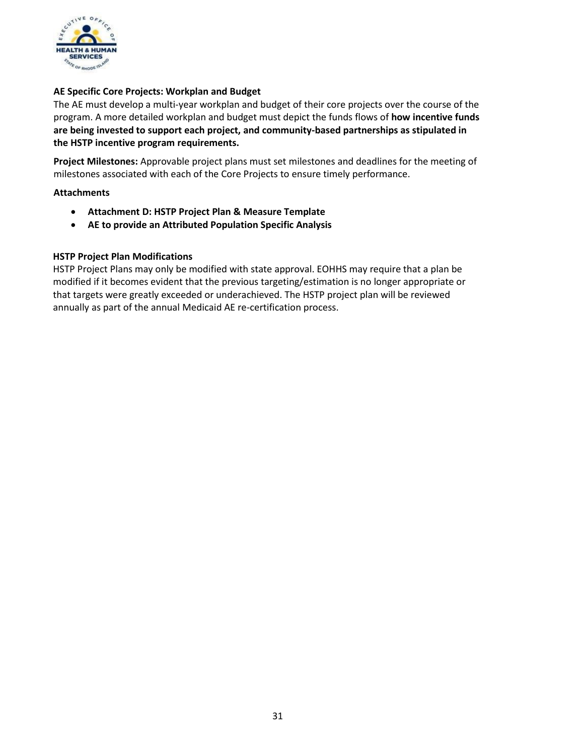**AE Specific Core Projects: Workplan and Budget**

The AE must develop a multi-year workplan and budget of their core projects over the course of the program. A more detailed workplan and budget must depict the funds flows of **how incentive funds are being invested to support each project, and community-based partnerships as stipulated in the HSTP incentive program requirements.**

**Project Milestones:** Approvable project plans must set milestones and deadlines for the meeting of milestones associated with each of the Core Projects to ensure timely performance.

**Attachments**

- **Attachment D: HSTP Project Plan & Measure Template**
- **AE to provide an Attributed Population Specific Analysis**

**HSTP Project Plan Modifications**

HSTP Project Plans may only be modified with state approval. EOHHS may require that a plan be modified if it becomes evident that the previous targeting/estimation is no longer appropriate or that targets were greatly exceeded or underachieved. The HSTP project plan will be reviewed annually as part of the annual Medicaid AE re-certification process.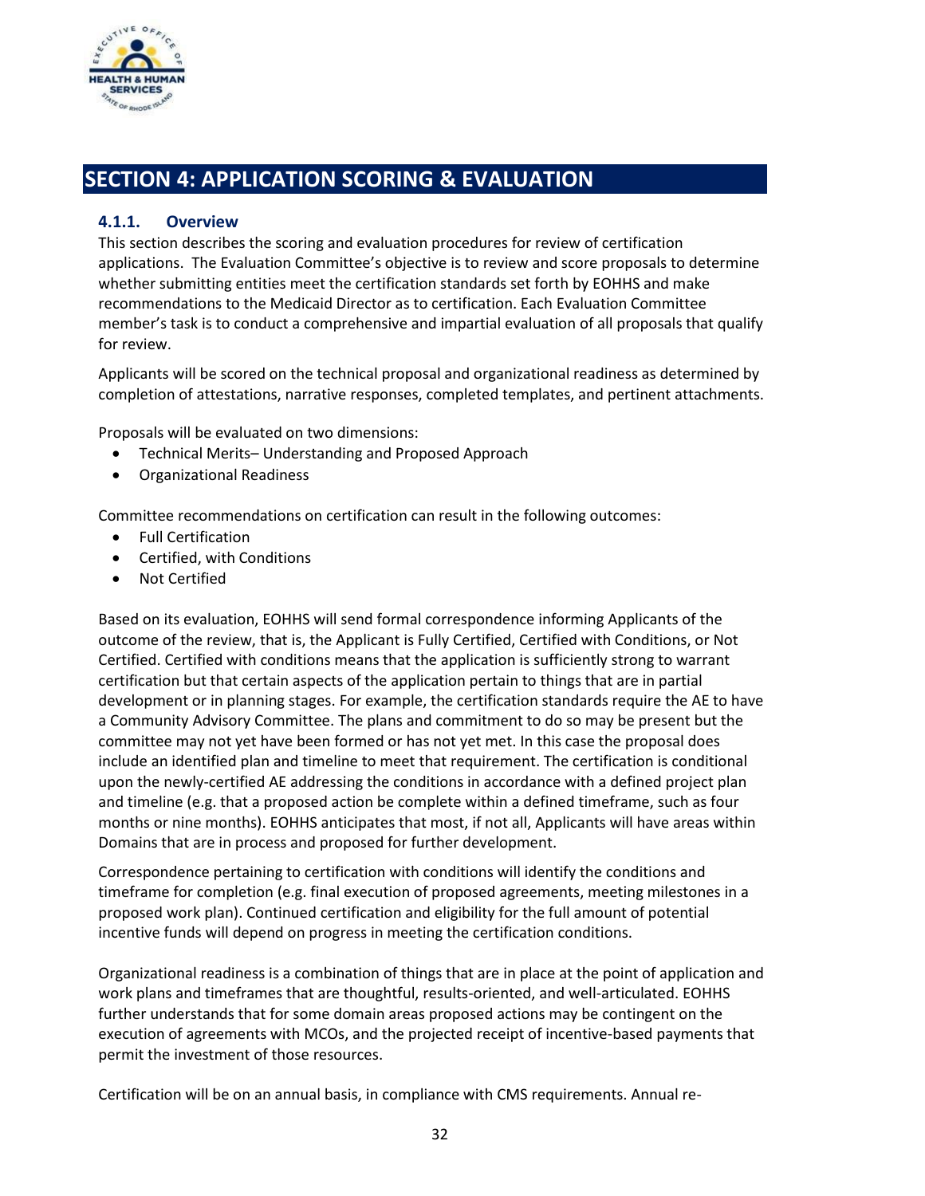# SECTION 4: APPLICATION SCORING & EVALUATION

### 4.1.1. Overview

This section describes the scoring and evaluation procedures for review of certification applications. The Evaluation Committee's objective is to review and score proposals to determine whether submitting entities meet the certification standards set forth by EOHHS and make recommendations to the Medicaid Director as to certification. Each Evaluation Committee member's task is to conduct a comprehensive and impartial evaluation of all proposals that qualify for review.

Applicants will be scored on the technical proposal and organizational readiness as determined by completion of attestations, narrative responses, completed templates, and pertinent attachments.

Proposals will be evaluated on two dimensions:

- Technical Merits– Understanding and Proposed Approach
- Organizational Readiness

Committee recommendations on certification can result in the following outcomes:

- Full Certification
- Certified, with Conditions
- Not Certified

Based on its evaluation, EOHHS will send formal correspondence informing Applicants of the outcome of the review, that is, the Applicant is Fully Certified, Certified with Conditions, or Not Certified. Certified with conditions means that the application is sufficiently strong to warrant certification but that certain aspects of the application pertain to things that are in partial development or in planning stages. For example, the certification standards require the AE to have a Community Advisory Committee. The plans and commitment to do so may be present but the committee may not yet have been formed or has not yet met. In this case the proposal does include an identified plan and timeline to meet that requirement. The certification is conditional upon the newly-certified AE addressing the conditions in accordance with a defined project plan and timeline (e.g. that a proposed action be complete within a defined timeframe, such as four months or nine months). EOHHS anticipates that most, if not all, Applicants will have areas within Domains that are in process and proposed for further development.

Correspondence pertaining to certification with conditions will identify the conditions and timeframe for completion (e.g. final execution of proposed agreements, meeting milestones in a proposed work plan). Continued certification and eligibility for the full amount of potential incentive funds will depend on progress in meeting the certification conditions.

Organizational readiness is a combination of things that are in place at the point of application and work plans and timeframes that are thoughtful, results-oriented, and well-articulated. EOHHS further understands that for some domain areas proposed actions may be contingent on the execution of agreements with MCOs, and the projected receipt of incentive-based payments that permit the investment of those resources.

Certification will be on an annual basis, in compliance with CMS requirements. Annual re-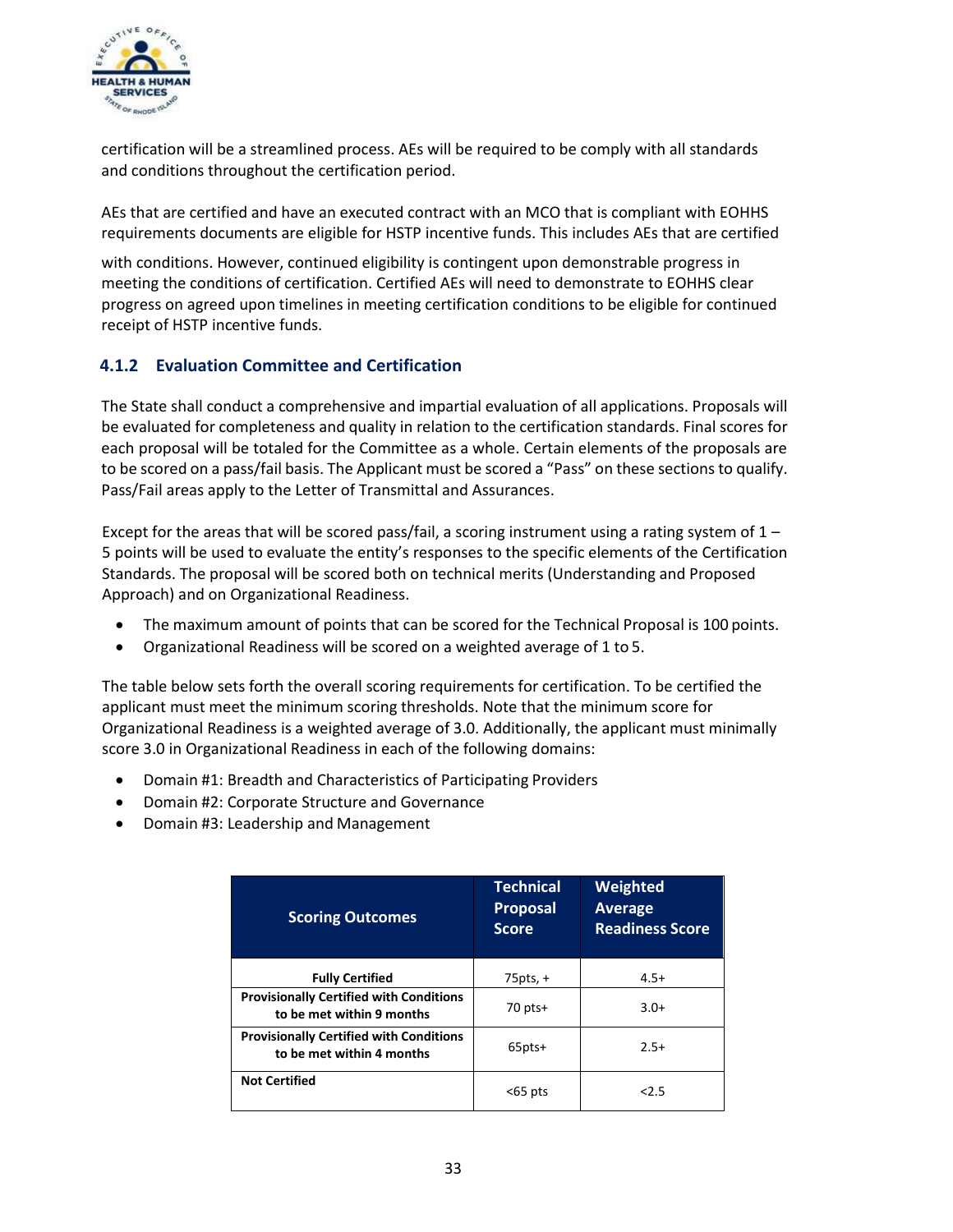certification will be a streamlined process. AEs will be required to be comply with all standards and conditions throughout the certification period.

AEs that are certified and have an executed contract with an MCO that is compliant with EOHHS requirements documents are eligible for HSTP incentive funds. This includes AEs that are certified with conditions. However, continued eligibility is contingent upon demonstrable progress in meeting the conditions of certification. Certified AEs will need to demonstrate to EOHHS clear progress on agreed upon timelines in meeting certification conditions to be eligible for continued receipt of HSTP incentive funds.

### 4.1.2 Evaluation Committee and Certification

The State shall conduct a comprehensive and impartial evaluation of all applications. Proposals will be evaluated for completeness and quality in relation to the certification standards. Final scores for each proposal will be totaled for the Committee as a whole. Certain elements of the proposals are to be scored on a pass/fail basis. The Applicant must be scored a "Pass" on these sections to qualify. Pass/Fail areas apply to the Letter of Transmittal and Assurances.

Except for the areas that will be scored pass/fail, a scoring instrument using a rating system of 1 – 5 points will be used to evaluate the entity's responses to the specific elements of the Certification Standards. The proposal will be scored both on technical merits (Understanding and Proposed Approach) and on Organizational Readiness.

- The maximum amount of points that can be scored for the Technical Proposal is 100 points.
- Organizational Readiness will be scored on a weighted average of 1 to 5.

The table below sets forth the overall scoring requirements for certification. To be certified the applicant must meet the minimum scoring thresholds. Note that the minimum score for Organizational Readiness is a weighted average of 3.0. Additionally, the applicant must minimally score 3.0 in Organizational Readiness in each of the following domains:

- Domain #1: Breadth and Characteristics of Participating Providers
- Domain #2: Corporate Structure and Governance
- Domain #3: Leadership and Management

| Scoring Outcomes | Technical Proposal Score | Weighted Average Readiness Score |
|---|---|---|
| **Fully Certified** | 75pts, + | 4.5+ |
| **Provisionally Certified with Conditions to be met within 9 months** | 70 pts+ | 3.0+ |
| **Provisionally Certified with Conditions to be met within 4 months** | 65pts+ | 2.5+ |
| **Not Certified** | <65 pts | <2.5 |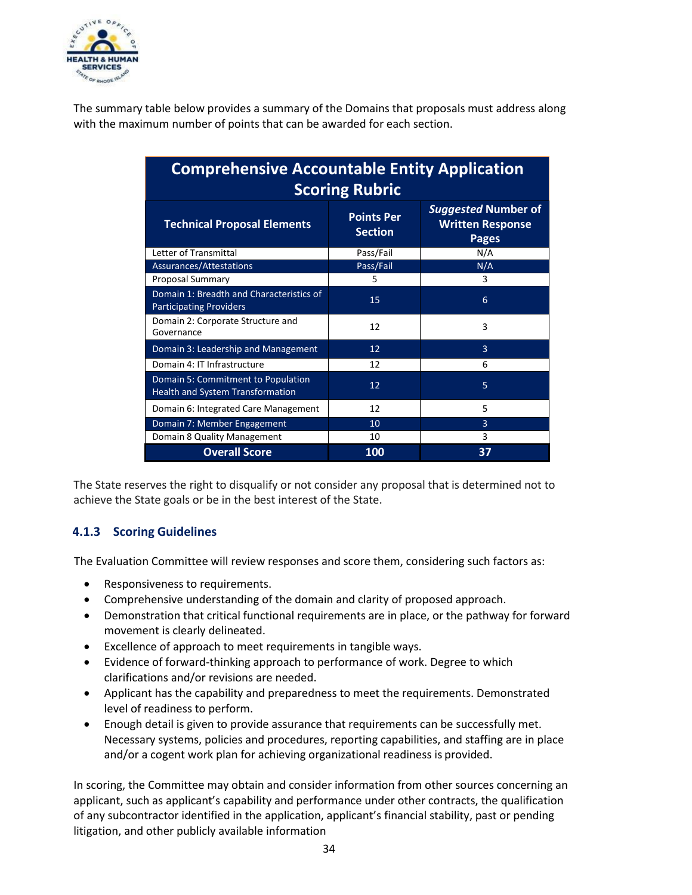The summary table below provides a summary of the Domains that proposals must address along with the maximum number of points that can be awarded for each section.

| **Comprehensive Accountable Entity Application Scoring Rubric** | | |
|---|---|---|
| **Technical Proposal Elements** | **Points Per Section** | ***Suggested* Number of Written Response Pages** |
| Letter of Transmittal | Pass/Fail | N/A |
| Assurances/Attestations | Pass/Fail | N/A |
| Proposal Summary | 5 | 3 |
| Domain 1: Breadth and Characteristics of Participating Providers | 15 | 6 |
| Domain 2: Corporate Structure and Governance | 12 | 3 |
| Domain 3: Leadership and Management | 12 | 3 |
| Domain 4: IT Infrastructure | 12 | 6 |
| Domain 5: Commitment to Population Health and System Transformation | 12 | 5 |
| Domain 6: Integrated Care Management | 12 | 5 |
| Domain 7: Member Engagement | 10 | 3 |
| Domain 8 Quality Management | 10 | 3 |
| **Overall Score** | **100** | **37** |

The State reserves the right to disqualify or not consider any proposal that is determined not to achieve the State goals or be in the best interest of the State.

### 4.1.3 Scoring Guidelines

The Evaluation Committee will review responses and score them, considering such factors as:

- Responsiveness to requirements.
- Comprehensive understanding of the domain and clarity of proposed approach.
- Demonstration that critical functional requirements are in place, or the pathway for forward movement is clearly delineated.
- Excellence of approach to meet requirements in tangible ways.
- Evidence of forward-thinking approach to performance of work. Degree to which clarifications and/or revisions are needed.
- Applicant has the capability and preparedness to meet the requirements. Demonstrated level of readiness to perform.
- Enough detail is given to provide assurance that requirements can be successfully met. Necessary systems, policies and procedures, reporting capabilities, and staffing are in place and/or a cogent work plan for achieving organizational readiness is provided.

In scoring, the Committee may obtain and consider information from other sources concerning an applicant, such as applicant's capability and performance under other contracts, the qualification of any subcontractor identified in the application, applicant's financial stability, past or pending litigation, and other publicly available information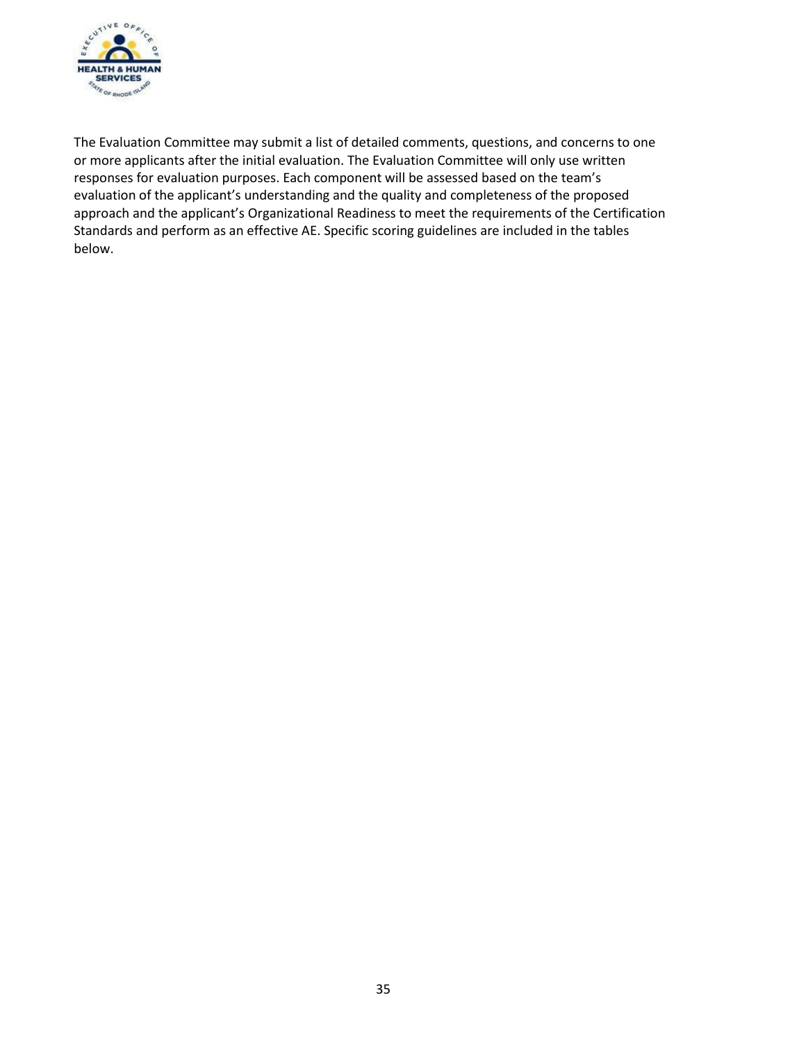The Evaluation Committee may submit a list of detailed comments, questions, and concerns to one or more applicants after the initial evaluation. The Evaluation Committee will only use written responses for evaluation purposes. Each component will be assessed based on the team's evaluation of the applicant's understanding and the quality and completeness of the proposed approach and the applicant's Organizational Readiness to meet the requirements of the Certification Standards and perform as an effective AE. Specific scoring guidelines are included in the tables below.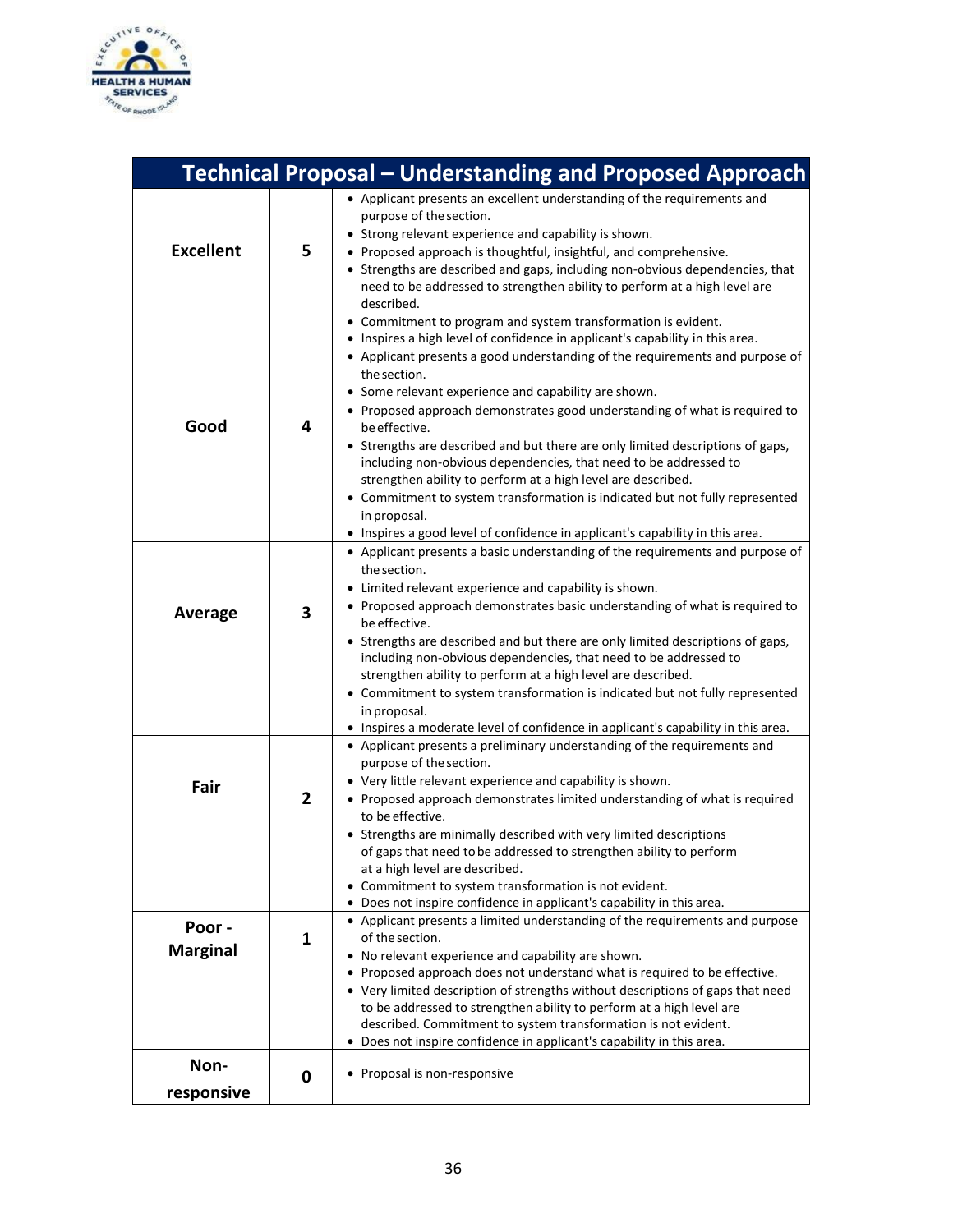| Technical Proposal – Understanding and Proposed Approach | | |
|---|---|---|
| **Excellent** | **5** | • Applicant presents an excellent understanding of the requirements and purpose of the section.<br>• Strong relevant experience and capability is shown.<br>• Proposed approach is thoughtful, insightful, and comprehensive.<br>• Strengths are described and gaps, including non-obvious dependencies, that need to be addressed to strengthen ability to perform at a high level are described.<br>• Commitment to program and system transformation is evident.<br>• Inspires a high level of confidence in applicant's capability in this area. |
| **Good** | **4** | • Applicant presents a good understanding of the requirements and purpose of the section.<br>• Some relevant experience and capability are shown.<br>• Proposed approach demonstrates good understanding of what is required to be effective.<br>• Strengths are described and but there are only limited descriptions of gaps, including non-obvious dependencies, that need to be addressed to strengthen ability to perform at a high level are described.<br>• Commitment to system transformation is indicated but not fully represented in proposal.<br>• Inspires a good level of confidence in applicant's capability in this area. |
| **Average** | **3** | • Applicant presents a basic understanding of the requirements and purpose of the section.<br>• Limited relevant experience and capability is shown.<br>• Proposed approach demonstrates basic understanding of what is required to be effective.<br>• Strengths are described and but there are only limited descriptions of gaps, including non-obvious dependencies, that need to be addressed to strengthen ability to perform at a high level are described.<br>• Commitment to system transformation is indicated but not fully represented in proposal.<br>• Inspires a moderate level of confidence in applicant's capability in this area. |
| **Fair** | **2** | • Applicant presents a preliminary understanding of the requirements and purpose of the section.<br>• Very little relevant experience and capability is shown.<br>• Proposed approach demonstrates limited understanding of what is required to be effective.<br>• Strengths are minimally described with very limited descriptions of gaps that need to be addressed to strengthen ability to perform at a high level are described.<br>• Commitment to system transformation is not evident.<br>• Does not inspire confidence in applicant's capability in this area. |
| **Poor - Marginal** | **1** | • Applicant presents a limited understanding of the requirements and purpose of the section.<br>• No relevant experience and capability are shown.<br>• Proposed approach does not understand what is required to be effective.<br>• Very limited description of strengths without descriptions of gaps that need to be addressed to strengthen ability to perform at a high level are described. Commitment to system transformation is not evident.<br>• Does not inspire confidence in applicant's capability in this area. |
| **Non-responsive** | **0** | • Proposal is non-responsive |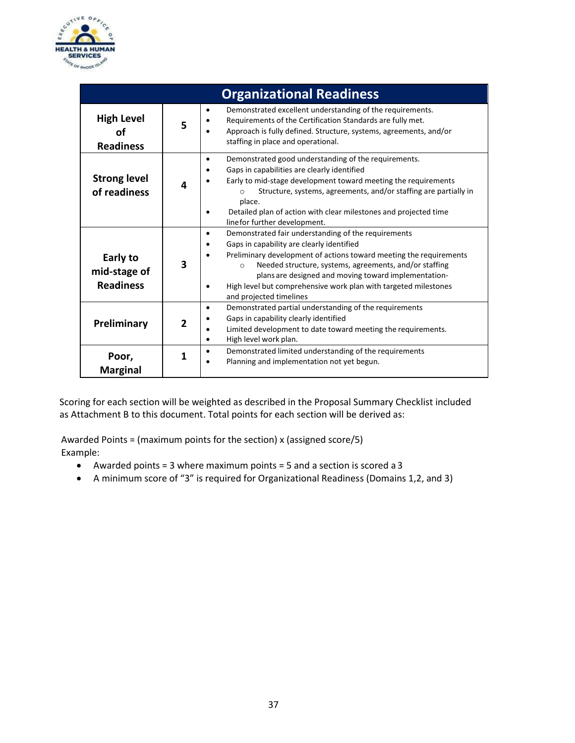| Organizational Readiness | | |
|---|---|---|
| **High Level of Readiness** | **5** | • Demonstrated excellent understanding of the requirements.<br>• Requirements of the Certification Standards are fully met.<br>• Approach is fully defined. Structure, systems, agreements, and/or staffing in place and operational. |
| **Strong level of readiness** | **4** | • Demonstrated good understanding of the requirements.<br>• Gaps in capabilities are clearly identified<br>• Early to mid-stage development toward meeting the requirements<br>  ○ Structure, systems, agreements, and/or staffing are partially in place.<br>• Detailed plan of action with clear milestones and projected time linefor further development. |
| **Early to mid-stage of Readiness** | **3** | • Demonstrated fair understanding of the requirements<br>• Gaps in capability are clearly identified<br>• Preliminary development of actions toward meeting the requirements<br>  ○ Needed structure, systems, agreements, and/or staffing plans are designed and moving toward implementation-<br>• High level but comprehensive work plan with targeted milestones and projected timelines |
| **Preliminary** | **2** | • Demonstrated partial understanding of the requirements<br>• Gaps in capability clearly identified<br>• Limited development to date toward meeting the requirements.<br>• High level work plan. |
| **Poor, Marginal** | **1** | • Demonstrated limited understanding of the requirements<br>• Planning and implementation not yet begun. |

Scoring for each section will be weighted as described in the Proposal Summary Checklist included as Attachment B to this document. Total points for each section will be derived as:

Awarded Points = (maximum points for the section) x (assigned score/5)
Example:

- Awarded points = 3 where maximum points = 5 and a section is scored a 3
- A minimum score of "3" is required for Organizational Readiness (Domains 1,2, and 3)